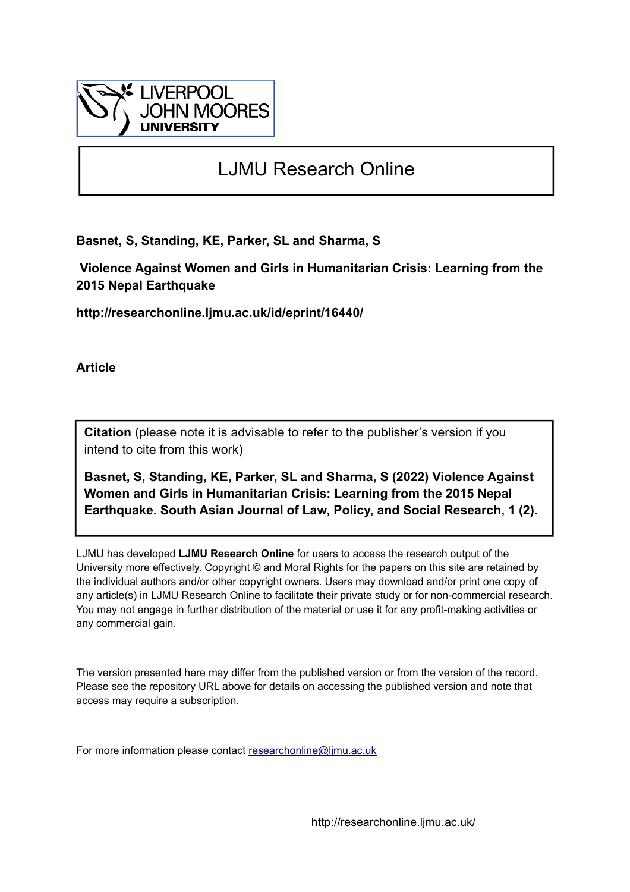LIVERPOOL JOHN MOORES UNIVERSITY

# LJMU Research Online

**Basnet, S, Standing, KE, Parker, SL and Sharma, S**

**Violence Against Women and Girls in Humanitarian Crisis: Learning from the 2015 Nepal Earthquake**

**http://researchonline.ljmu.ac.uk/id/eprint/16440/**

**Article**

**Citation** (please note it is advisable to refer to the publisher's version if you intend to cite from this work)

**Basnet, S, Standing, KE, Parker, SL and Sharma, S (2022) Violence Against Women and Girls in Humanitarian Crisis: Learning from the 2015 Nepal Earthquake. South Asian Journal of Law, Policy, and Social Research, 1 (2).**

LJMU has developed **LJMU Research Online** for users to access the research output of the University more effectively. Copyright © and Moral Rights for the papers on this site are retained by the individual authors and/or other copyright owners. Users may download and/or print one copy of any article(s) in LJMU Research Online to facilitate their private study or for non-commercial research. You may not engage in further distribution of the material or use it for any profit-making activities or any commercial gain.

The version presented here may differ from the published version or from the version of the record. Please see the repository URL above for details on accessing the published version and note that access may require a subscription.

For more information please contact researchonline@ljmu.ac.uk

http://researchonline.ljmu.ac.uk/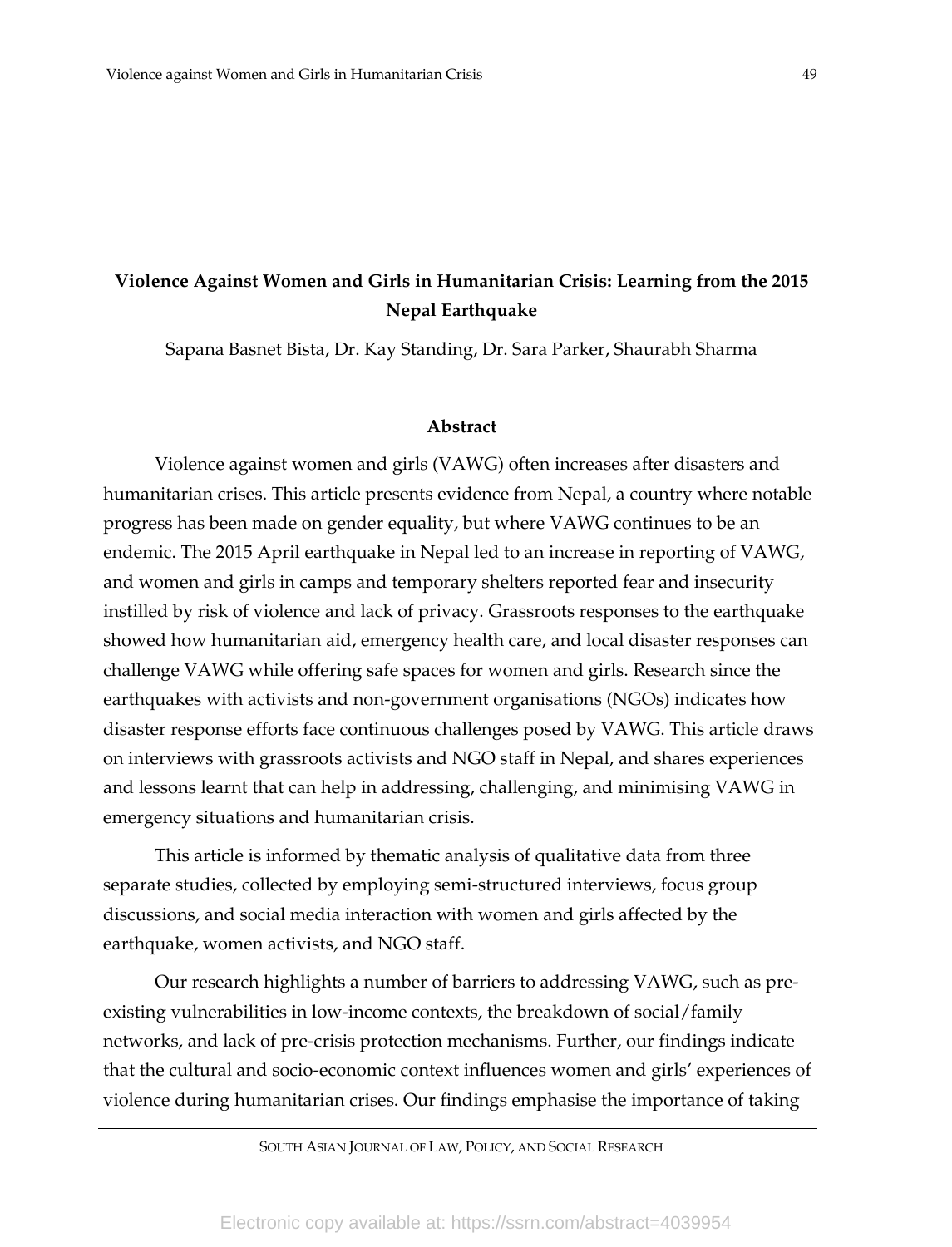# Violence Against Women and Girls in Humanitarian Crisis: Learning from the 2015 Nepal Earthquake

Sapana Basnet Bista, Dr. Kay Standing, Dr. Sara Parker, Shaurabh Sharma

## Abstract

Violence against women and girls (VAWG) often increases after disasters and humanitarian crises. This article presents evidence from Nepal, a country where notable progress has been made on gender equality, but where VAWG continues to be an endemic. The 2015 April earthquake in Nepal led to an increase in reporting of VAWG, and women and girls in camps and temporary shelters reported fear and insecurity instilled by risk of violence and lack of privacy. Grassroots responses to the earthquake showed how humanitarian aid, emergency health care, and local disaster responses can challenge VAWG while offering safe spaces for women and girls. Research since the earthquakes with activists and non-government organisations (NGOs) indicates how disaster response efforts face continuous challenges posed by VAWG. This article draws on interviews with grassroots activists and NGO staff in Nepal, and shares experiences and lessons learnt that can help in addressing, challenging, and minimising VAWG in emergency situations and humanitarian crisis.

This article is informed by thematic analysis of qualitative data from three separate studies, collected by employing semi-structured interviews, focus group discussions, and social media interaction with women and girls affected by the earthquake, women activists, and NGO staff.

Our research highlights a number of barriers to addressing VAWG, such as pre-existing vulnerabilities in low-income contexts, the breakdown of social/family networks, and lack of pre-crisis protection mechanisms. Further, our findings indicate that the cultural and socio-economic context influences women and girls' experiences of violence during humanitarian crises. Our findings emphasise the importance of taking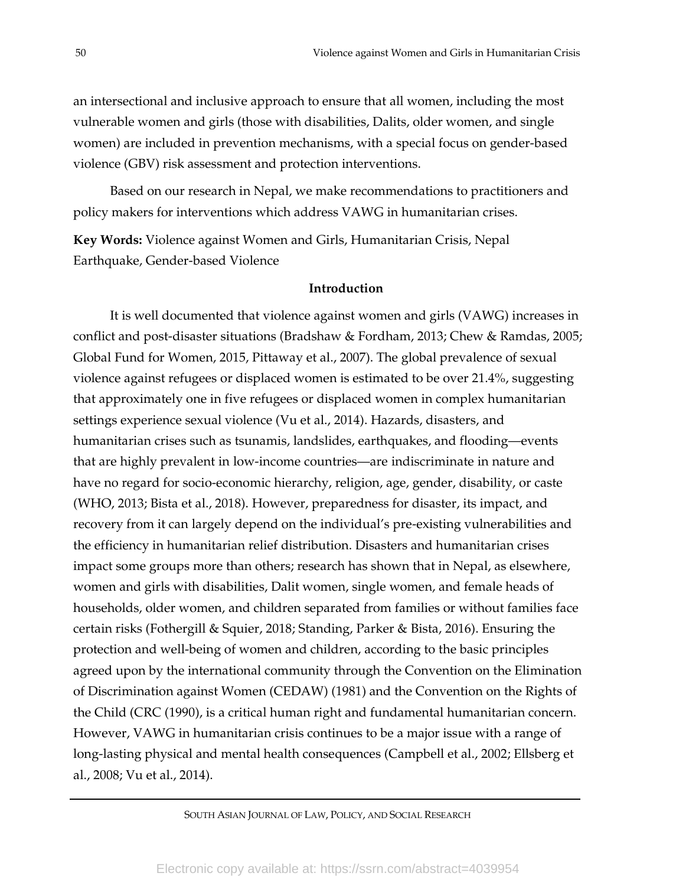an intersectional and inclusive approach to ensure that all women, including the most vulnerable women and girls (those with disabilities, Dalits, older women, and single women) are included in prevention mechanisms, with a special focus on gender-based violence (GBV) risk assessment and protection interventions.

Based on our research in Nepal, we make recommendations to practitioners and policy makers for interventions which address VAWG in humanitarian crises.

**Key Words:** Violence against Women and Girls, Humanitarian Crisis, Nepal Earthquake, Gender-based Violence

## Introduction

It is well documented that violence against women and girls (VAWG) increases in conflict and post-disaster situations (Bradshaw & Fordham, 2013; Chew & Ramdas, 2005; Global Fund for Women, 2015, Pittaway et al., 2007). The global prevalence of sexual violence against refugees or displaced women is estimated to be over 21.4%, suggesting that approximately one in five refugees or displaced women in complex humanitarian settings experience sexual violence (Vu et al., 2014). Hazards, disasters, and humanitarian crises such as tsunamis, landslides, earthquakes, and flooding—events that are highly prevalent in low-income countries—are indiscriminate in nature and have no regard for socio-economic hierarchy, religion, age, gender, disability, or caste (WHO, 2013; Bista et al., 2018). However, preparedness for disaster, its impact, and recovery from it can largely depend on the individual's pre-existing vulnerabilities and the efficiency in humanitarian relief distribution. Disasters and humanitarian crises impact some groups more than others; research has shown that in Nepal, as elsewhere, women and girls with disabilities, Dalit women, single women, and female heads of households, older women, and children separated from families or without families face certain risks (Fothergill & Squier, 2018; Standing, Parker & Bista, 2016). Ensuring the protection and well-being of women and children, according to the basic principles agreed upon by the international community through the Convention on the Elimination of Discrimination against Women (CEDAW) (1981) and the Convention on the Rights of the Child (CRC (1990), is a critical human right and fundamental humanitarian concern. However, VAWG in humanitarian crisis continues to be a major issue with a range of long-lasting physical and mental health consequences (Campbell et al., 2002; Ellsberg et al., 2008; Vu et al., 2014).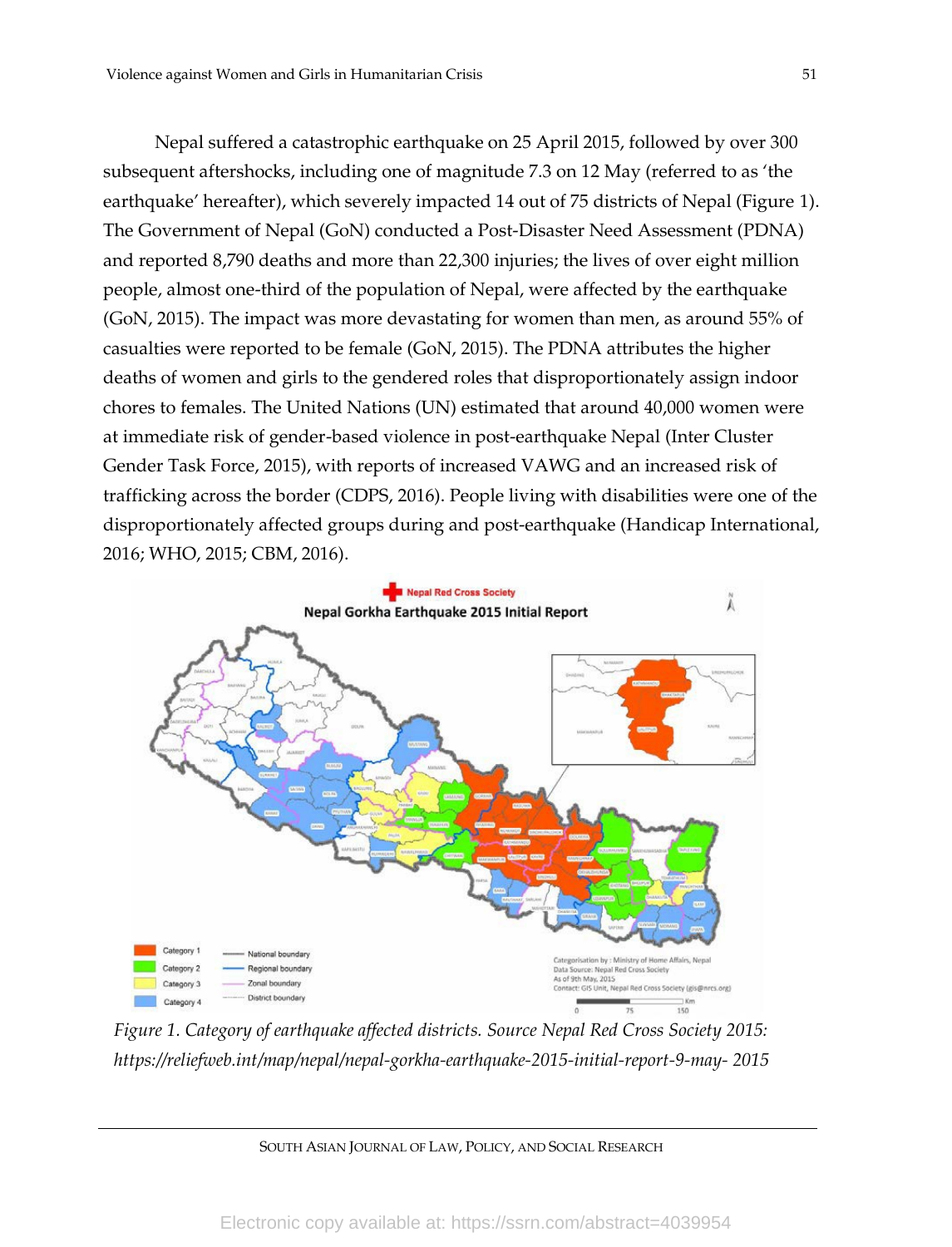Nepal suffered a catastrophic earthquake on 25 April 2015, followed by over 300 subsequent aftershocks, including one of magnitude 7.3 on 12 May (referred to as 'the earthquake' hereafter), which severely impacted 14 out of 75 districts of Nepal (Figure 1). The Government of Nepal (GoN) conducted a Post-Disaster Need Assessment (PDNA) and reported 8,790 deaths and more than 22,300 injuries; the lives of over eight million people, almost one-third of the population of Nepal, were affected by the earthquake (GoN, 2015). The impact was more devastating for women than men, as around 55% of casualties were reported to be female (GoN, 2015). The PDNA attributes the higher deaths of women and girls to the gendered roles that disproportionately assign indoor chores to females. The United Nations (UN) estimated that around 40,000 women were at immediate risk of gender-based violence in post-earthquake Nepal (Inter Cluster Gender Task Force, 2015), with reports of increased VAWG and an increased risk of trafficking across the border (CDPS, 2016). People living with disabilities were one of the disproportionately affected groups during and post-earthquake (Handicap International, 2016; WHO, 2015; CBM, 2016).

*Figure 1. Category of earthquake affected districts. Source Nepal Red Cross Society 2015: https://reliefweb.int/map/nepal/nepal-gorkha-earthquake-2015-initial-report-9-may- 2015*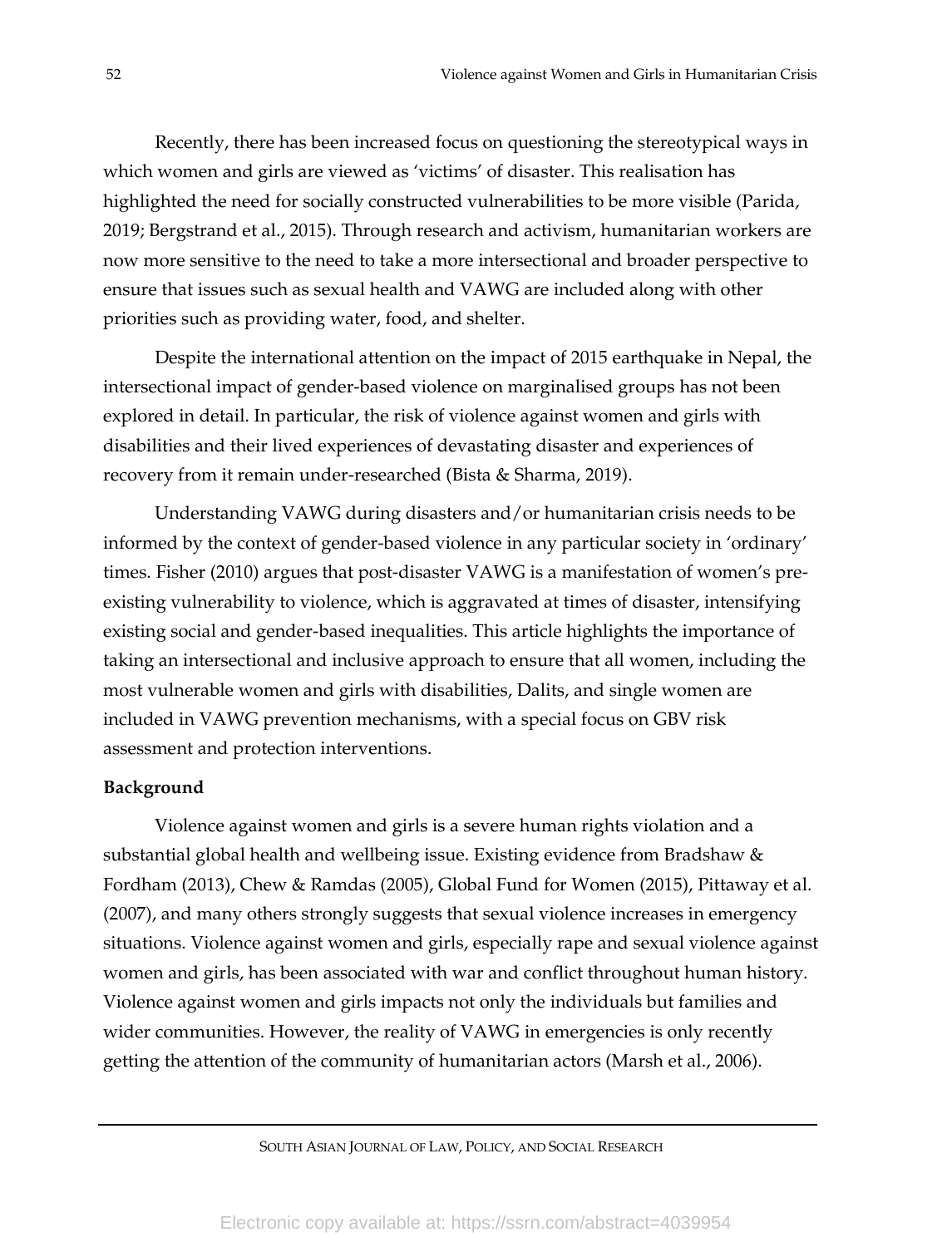Recently, there has been increased focus on questioning the stereotypical ways in which women and girls are viewed as 'victims' of disaster. This realisation has highlighted the need for socially constructed vulnerabilities to be more visible (Parida, 2019; Bergstrand et al., 2015). Through research and activism, humanitarian workers are now more sensitive to the need to take a more intersectional and broader perspective to ensure that issues such as sexual health and VAWG are included along with other priorities such as providing water, food, and shelter.

Despite the international attention on the impact of 2015 earthquake in Nepal, the intersectional impact of gender-based violence on marginalised groups has not been explored in detail. In particular, the risk of violence against women and girls with disabilities and their lived experiences of devastating disaster and experiences of recovery from it remain under-researched (Bista & Sharma, 2019).

Understanding VAWG during disasters and/or humanitarian crisis needs to be informed by the context of gender-based violence in any particular society in 'ordinary' times. Fisher (2010) argues that post-disaster VAWG is a manifestation of women's pre-existing vulnerability to violence, which is aggravated at times of disaster, intensifying existing social and gender-based inequalities. This article highlights the importance of taking an intersectional and inclusive approach to ensure that all women, including the most vulnerable women and girls with disabilities, Dalits, and single women are included in VAWG prevention mechanisms, with a special focus on GBV risk assessment and protection interventions.

**Background**

Violence against women and girls is a severe human rights violation and a substantial global health and wellbeing issue. Existing evidence from Bradshaw & Fordham (2013), Chew & Ramdas (2005), Global Fund for Women (2015), Pittaway et al. (2007), and many others strongly suggests that sexual violence increases in emergency situations. Violence against women and girls, especially rape and sexual violence against women and girls, has been associated with war and conflict throughout human history. Violence against women and girls impacts not only the individuals but families and wider communities. However, the reality of VAWG in emergencies is only recently getting the attention of the community of humanitarian actors (Marsh et al., 2006).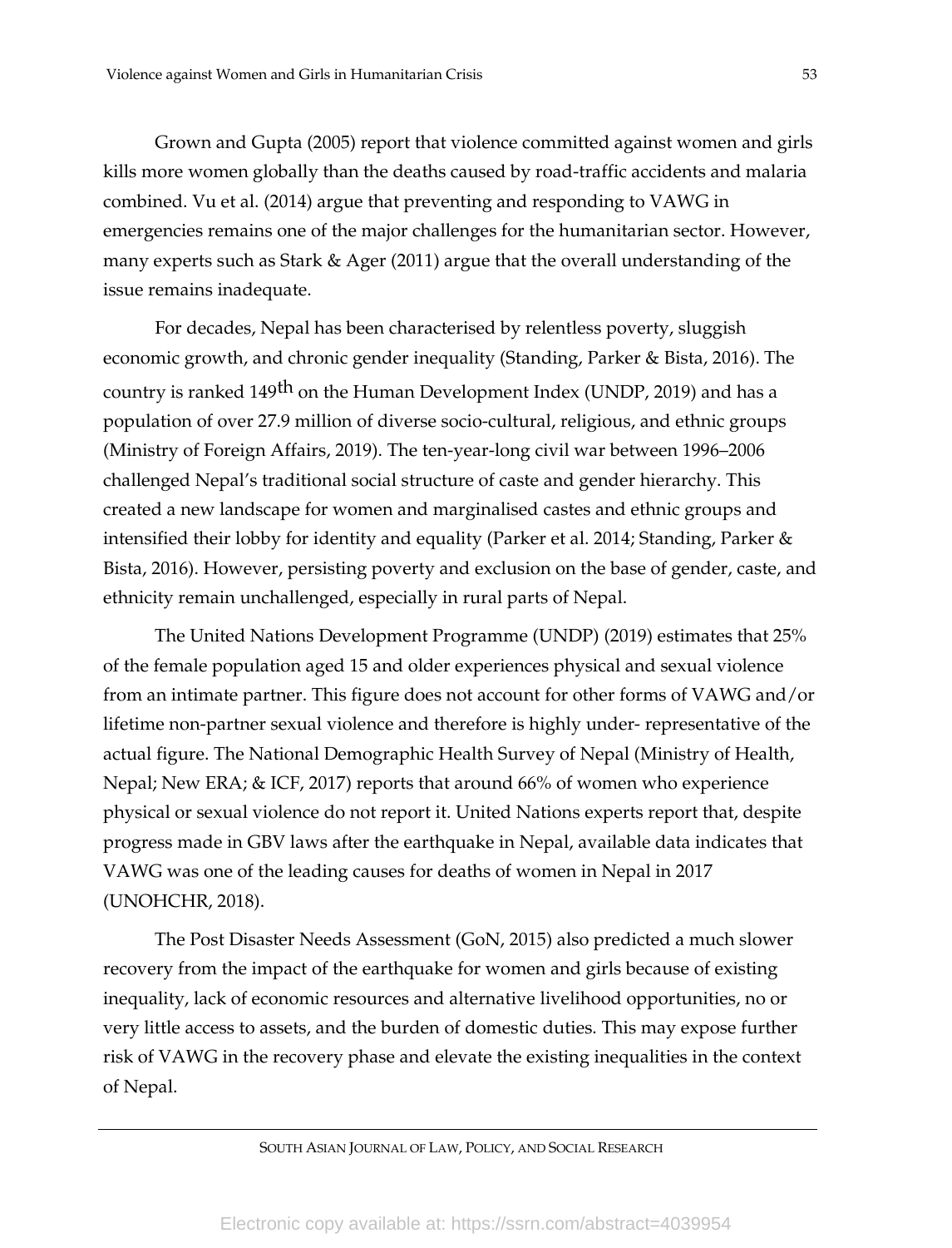Grown and Gupta (2005) report that violence committed against women and girls kills more women globally than the deaths caused by road-traffic accidents and malaria combined. Vu et al. (2014) argue that preventing and responding to VAWG in emergencies remains one of the major challenges for the humanitarian sector. However, many experts such as Stark & Ager (2011) argue that the overall understanding of the issue remains inadequate.

For decades, Nepal has been characterised by relentless poverty, sluggish economic growth, and chronic gender inequality (Standing, Parker & Bista, 2016). The country is ranked 149th on the Human Development Index (UNDP, 2019) and has a population of over 27.9 million of diverse socio-cultural, religious, and ethnic groups (Ministry of Foreign Affairs, 2019). The ten-year-long civil war between 1996–2006 challenged Nepal's traditional social structure of caste and gender hierarchy. This created a new landscape for women and marginalised castes and ethnic groups and intensified their lobby for identity and equality (Parker et al. 2014; Standing, Parker & Bista, 2016). However, persisting poverty and exclusion on the base of gender, caste, and ethnicity remain unchallenged, especially in rural parts of Nepal.

The United Nations Development Programme (UNDP) (2019) estimates that 25% of the female population aged 15 and older experiences physical and sexual violence from an intimate partner. This figure does not account for other forms of VAWG and/or lifetime non-partner sexual violence and therefore is highly under- representative of the actual figure. The National Demographic Health Survey of Nepal (Ministry of Health, Nepal; New ERA; & ICF, 2017) reports that around 66% of women who experience physical or sexual violence do not report it. United Nations experts report that, despite progress made in GBV laws after the earthquake in Nepal, available data indicates that VAWG was one of the leading causes for deaths of women in Nepal in 2017 (UNOHCHR, 2018).

The Post Disaster Needs Assessment (GoN, 2015) also predicted a much slower recovery from the impact of the earthquake for women and girls because of existing inequality, lack of economic resources and alternative livelihood opportunities, no or very little access to assets, and the burden of domestic duties. This may expose further risk of VAWG in the recovery phase and elevate the existing inequalities in the context of Nepal.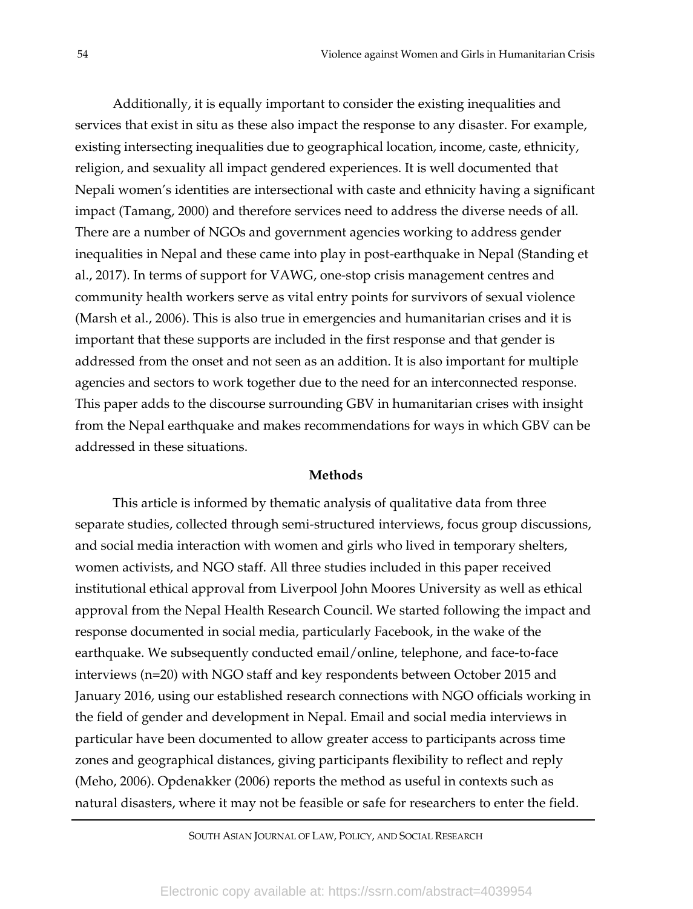Additionally, it is equally important to consider the existing inequalities and services that exist in situ as these also impact the response to any disaster. For example, existing intersecting inequalities due to geographical location, income, caste, ethnicity, religion, and sexuality all impact gendered experiences. It is well documented that Nepali women's identities are intersectional with caste and ethnicity having a significant impact (Tamang, 2000) and therefore services need to address the diverse needs of all. There are a number of NGOs and government agencies working to address gender inequalities in Nepal and these came into play in post-earthquake in Nepal (Standing et al., 2017). In terms of support for VAWG, one-stop crisis management centres and community health workers serve as vital entry points for survivors of sexual violence (Marsh et al., 2006). This is also true in emergencies and humanitarian crises and it is important that these supports are included in the first response and that gender is addressed from the onset and not seen as an addition. It is also important for multiple agencies and sectors to work together due to the need for an interconnected response. This paper adds to the discourse surrounding GBV in humanitarian crises with insight from the Nepal earthquake and makes recommendations for ways in which GBV can be addressed in these situations.

## Methods

This article is informed by thematic analysis of qualitative data from three separate studies, collected through semi-structured interviews, focus group discussions, and social media interaction with women and girls who lived in temporary shelters, women activists, and NGO staff. All three studies included in this paper received institutional ethical approval from Liverpool John Moores University as well as ethical approval from the Nepal Health Research Council. We started following the impact and response documented in social media, particularly Facebook, in the wake of the earthquake. We subsequently conducted email/online, telephone, and face-to-face interviews (n=20) with NGO staff and key respondents between October 2015 and January 2016, using our established research connections with NGO officials working in the field of gender and development in Nepal. Email and social media interviews in particular have been documented to allow greater access to participants across time zones and geographical distances, giving participants flexibility to reflect and reply (Meho, 2006). Opdenakker (2006) reports the method as useful in contexts such as natural disasters, where it may not be feasible or safe for researchers to enter the field.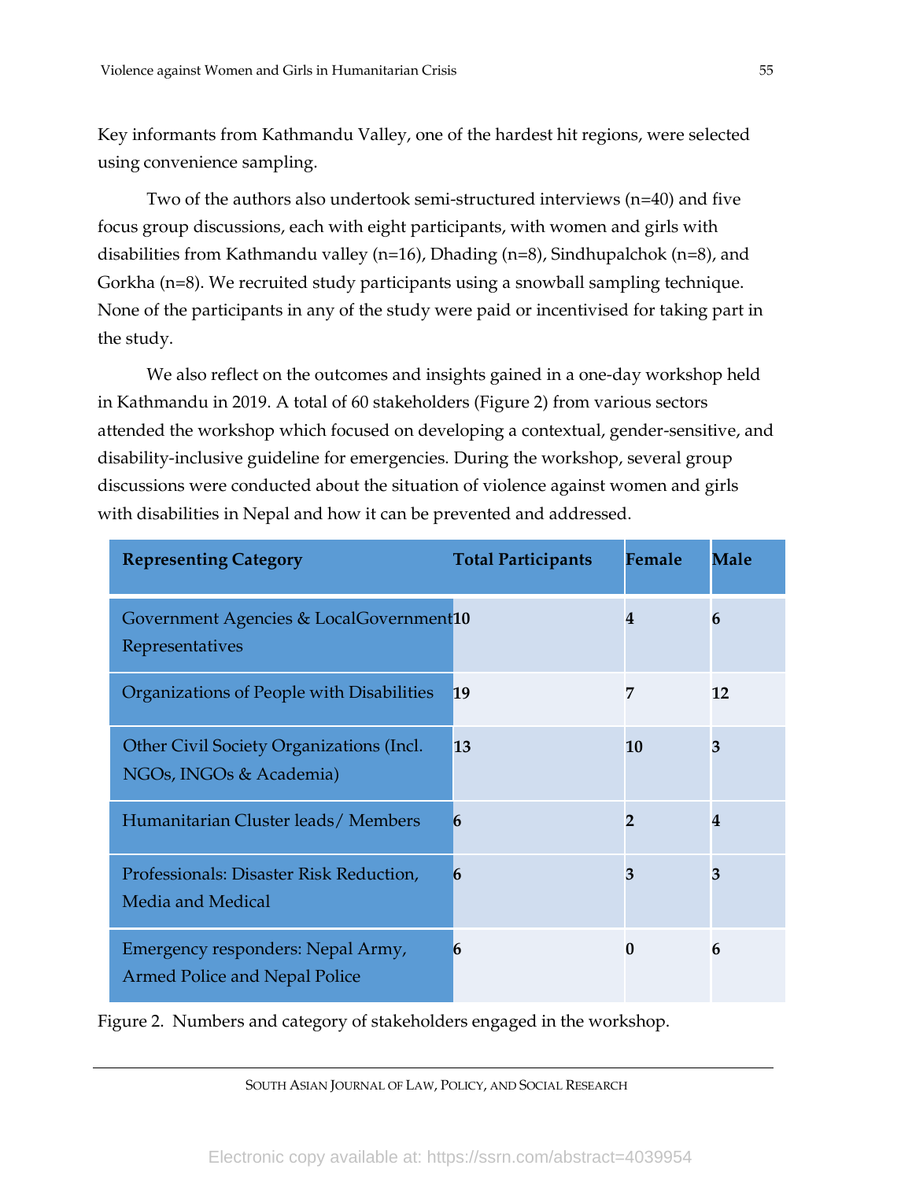Key informants from Kathmandu Valley, one of the hardest hit regions, were selected using convenience sampling.

Two of the authors also undertook semi-structured interviews (n=40) and five focus group discussions, each with eight participants, with women and girls with disabilities from Kathmandu valley (n=16), Dhading (n=8), Sindhupalchok (n=8), and Gorkha (n=8). We recruited study participants using a snowball sampling technique. None of the participants in any of the study were paid or incentivised for taking part in the study.

We also reflect on the outcomes and insights gained in a one-day workshop held in Kathmandu in 2019. A total of 60 stakeholders (Figure 2) from various sectors attended the workshop which focused on developing a contextual, gender-sensitive, and disability-inclusive guideline for emergencies. During the workshop, several group discussions were conducted about the situation of violence against women and girls with disabilities in Nepal and how it can be prevented and addressed.

| Representing Category | Total Participants | Female | Male |
|---|---|---|---|
| Government Agencies & LocalGovernment Representatives | **10** | **4** | **6** |
| Organizations of People with Disabilities | **19** | **7** | **12** |
| Other Civil Society Organizations (Incl. NGOs, INGOs & Academia) | **13** | **10** | **3** |
| Humanitarian Cluster leads/ Members | **6** | **2** | **4** |
| Professionals: Disaster Risk Reduction, Media and Medical | **6** | **3** | **3** |
| Emergency responders: Nepal Army, Armed Police and Nepal Police | **6** | **0** | **6** |

Figure 2. Numbers and category of stakeholders engaged in the workshop.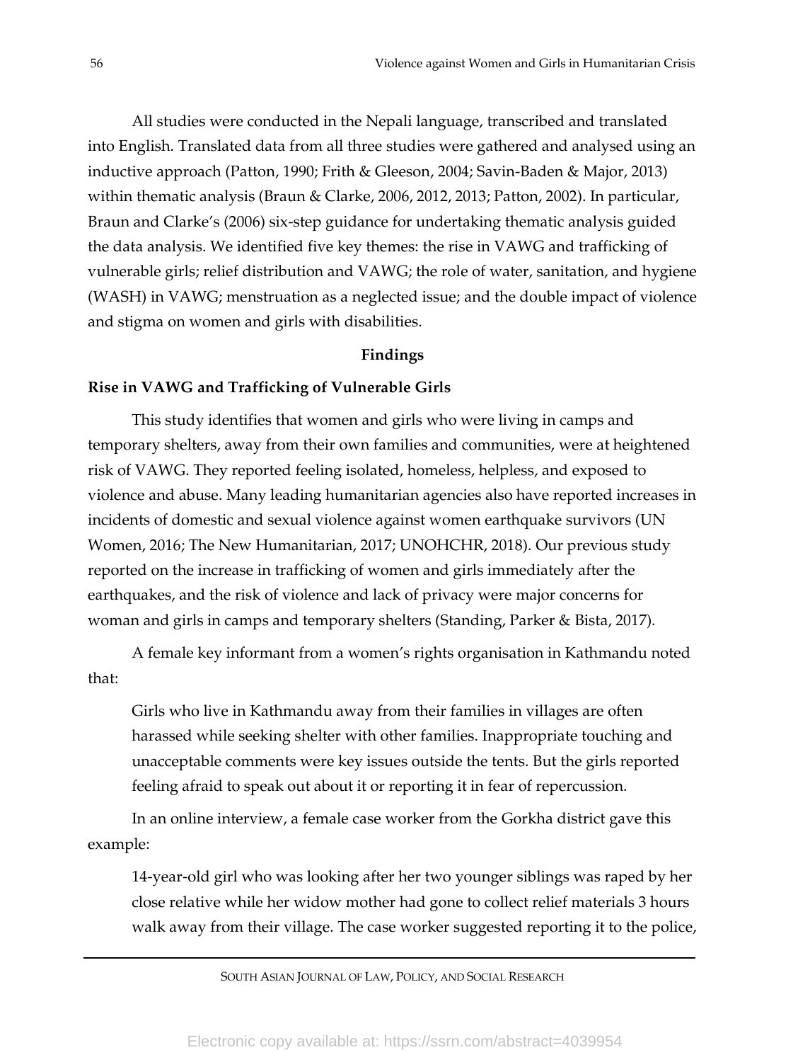All studies were conducted in the Nepali language, transcribed and translated into English. Translated data from all three studies were gathered and analysed using an inductive approach (Patton, 1990; Frith & Gleeson, 2004; Savin-Baden & Major, 2013) within thematic analysis (Braun & Clarke, 2006, 2012, 2013; Patton, 2002). In particular, Braun and Clarke's (2006) six-step guidance for undertaking thematic analysis guided the data analysis. We identified five key themes: the rise in VAWG and trafficking of vulnerable girls; relief distribution and VAWG; the role of water, sanitation, and hygiene (WASH) in VAWG; menstruation as a neglected issue; and the double impact of violence and stigma on women and girls with disabilities.

## Findings

### Rise in VAWG and Trafficking of Vulnerable Girls

This study identifies that women and girls who were living in camps and temporary shelters, away from their own families and communities, were at heightened risk of VAWG. They reported feeling isolated, homeless, helpless, and exposed to violence and abuse. Many leading humanitarian agencies also have reported increases in incidents of domestic and sexual violence against women earthquake survivors (UN Women, 2016; The New Humanitarian, 2017; UNOHCHR, 2018). Our previous study reported on the increase in trafficking of women and girls immediately after the earthquakes, and the risk of violence and lack of privacy were major concerns for woman and girls in camps and temporary shelters (Standing, Parker & Bista, 2017).

A female key informant from a women's rights organisation in Kathmandu noted that:

> Girls who live in Kathmandu away from their families in villages are often harassed while seeking shelter with other families. Inappropriate touching and unacceptable comments were key issues outside the tents. But the girls reported feeling afraid to speak out about it or reporting it in fear of repercussion.

In an online interview, a female case worker from the Gorkha district gave this example:

> 14-year-old girl who was looking after her two younger siblings was raped by her close relative while her widow mother had gone to collect relief materials 3 hours walk away from their village. The case worker suggested reporting it to the police,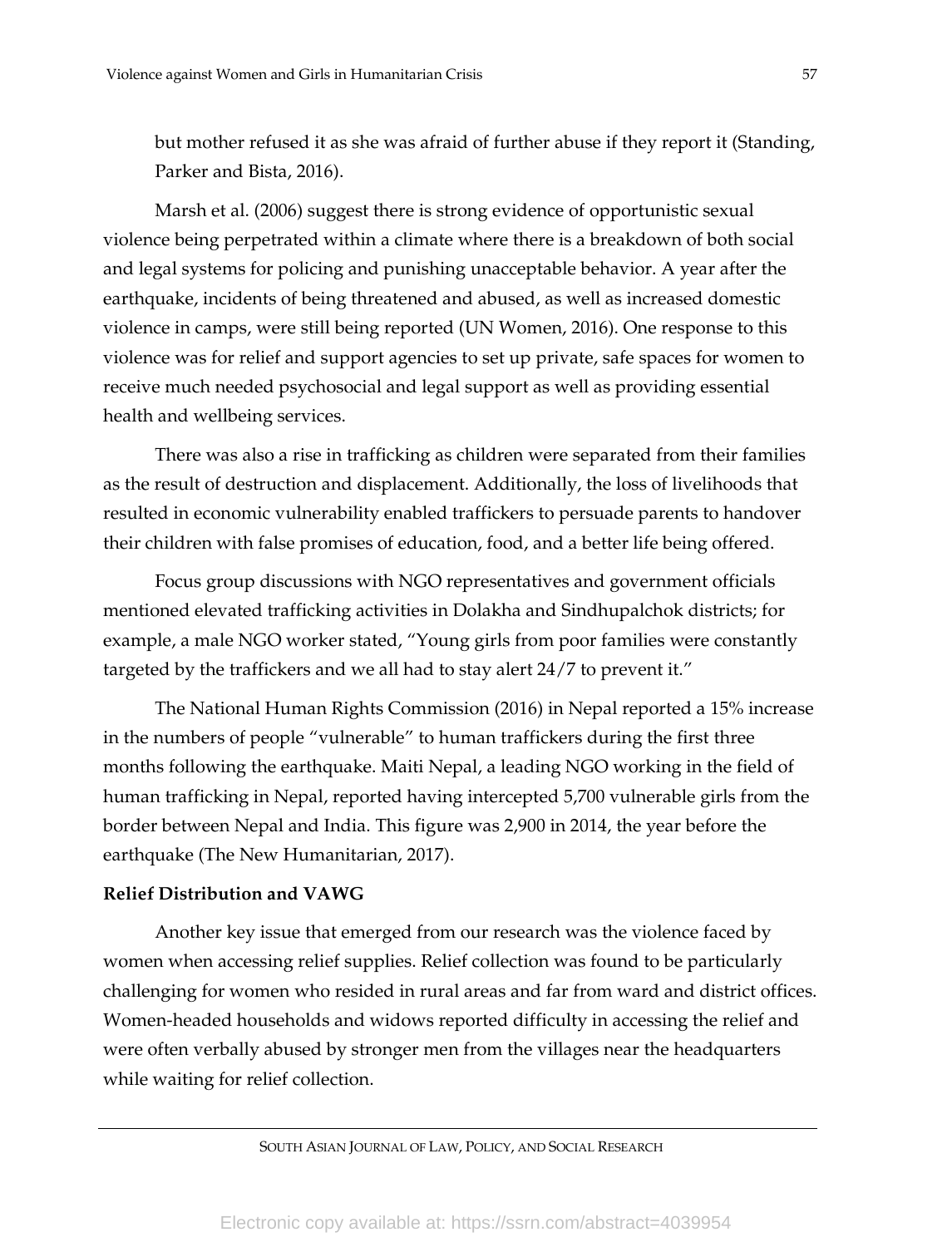but mother refused it as she was afraid of further abuse if they report it (Standing, Parker and Bista, 2016).

Marsh et al. (2006) suggest there is strong evidence of opportunistic sexual violence being perpetrated within a climate where there is a breakdown of both social and legal systems for policing and punishing unacceptable behavior. A year after the earthquake, incidents of being threatened and abused, as well as increased domestic violence in camps, were still being reported (UN Women, 2016). One response to this violence was for relief and support agencies to set up private, safe spaces for women to receive much needed psychosocial and legal support as well as providing essential health and wellbeing services.

There was also a rise in trafficking as children were separated from their families as the result of destruction and displacement. Additionally, the loss of livelihoods that resulted in economic vulnerability enabled traffickers to persuade parents to handover their children with false promises of education, food, and a better life being offered.

Focus group discussions with NGO representatives and government officials mentioned elevated trafficking activities in Dolakha and Sindhupalchok districts; for example, a male NGO worker stated, "Young girls from poor families were constantly targeted by the traffickers and we all had to stay alert 24/7 to prevent it."

The National Human Rights Commission (2016) in Nepal reported a 15% increase in the numbers of people "vulnerable" to human traffickers during the first three months following the earthquake. Maiti Nepal, a leading NGO working in the field of human trafficking in Nepal, reported having intercepted 5,700 vulnerable girls from the border between Nepal and India. This figure was 2,900 in 2014, the year before the earthquake (The New Humanitarian, 2017).

**Relief Distribution and VAWG**

Another key issue that emerged from our research was the violence faced by women when accessing relief supplies. Relief collection was found to be particularly challenging for women who resided in rural areas and far from ward and district offices. Women-headed households and widows reported difficulty in accessing the relief and were often verbally abused by stronger men from the villages near the headquarters while waiting for relief collection.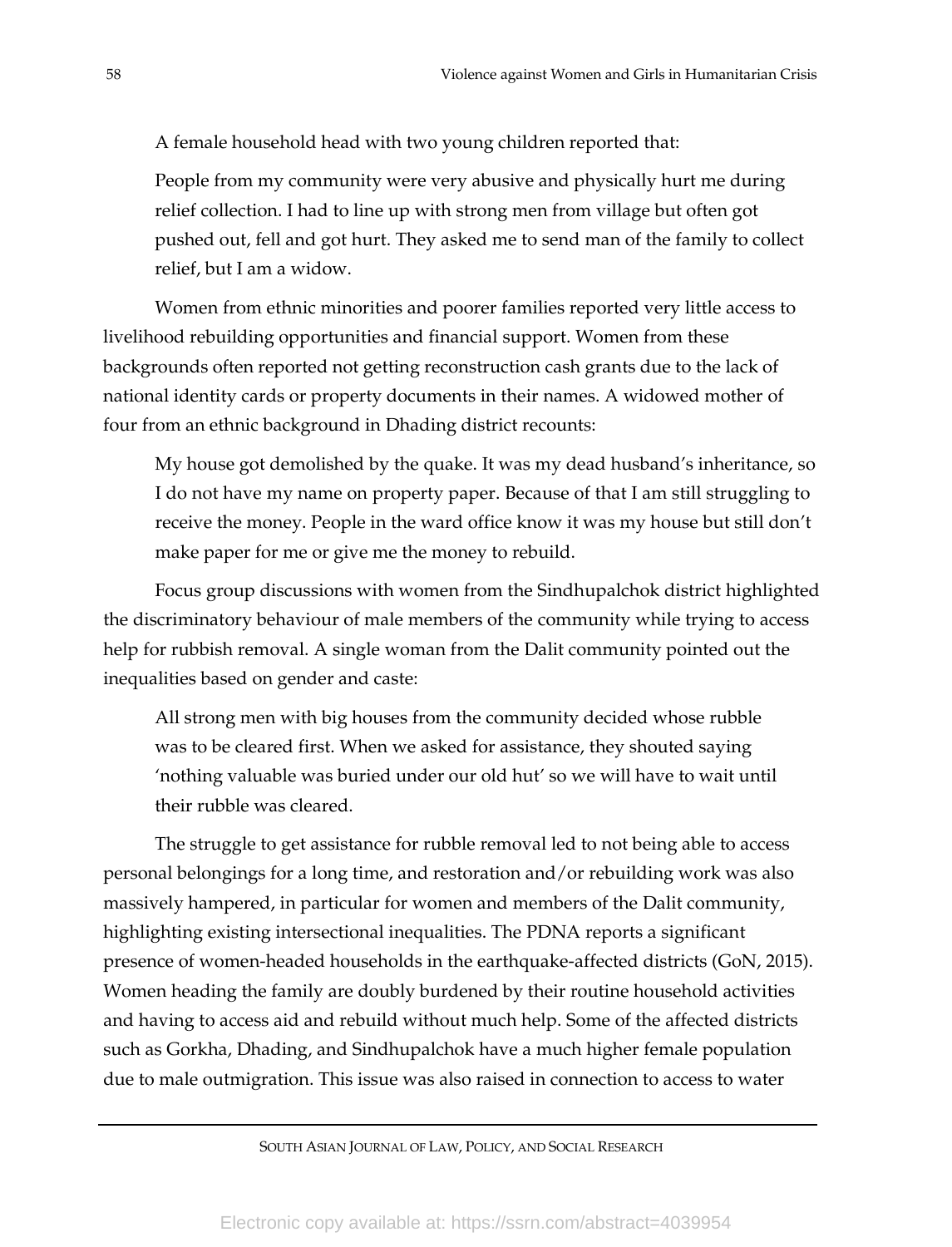A female household head with two young children reported that:

> People from my community were very abusive and physically hurt me during relief collection. I had to line up with strong men from village but often got pushed out, fell and got hurt. They asked me to send man of the family to collect relief, but I am a widow.

Women from ethnic minorities and poorer families reported very little access to livelihood rebuilding opportunities and financial support. Women from these backgrounds often reported not getting reconstruction cash grants due to the lack of national identity cards or property documents in their names. A widowed mother of four from an ethnic background in Dhading district recounts:

> My house got demolished by the quake. It was my dead husband's inheritance, so I do not have my name on property paper. Because of that I am still struggling to receive the money. People in the ward office know it was my house but still don't make paper for me or give me the money to rebuild.

Focus group discussions with women from the Sindhupalchok district highlighted the discriminatory behaviour of male members of the community while trying to access help for rubbish removal. A single woman from the Dalit community pointed out the inequalities based on gender and caste:

> All strong men with big houses from the community decided whose rubble was to be cleared first. When we asked for assistance, they shouted saying 'nothing valuable was buried under our old hut' so we will have to wait until their rubble was cleared.

The struggle to get assistance for rubble removal led to not being able to access personal belongings for a long time, and restoration and/or rebuilding work was also massively hampered, in particular for women and members of the Dalit community, highlighting existing intersectional inequalities. The PDNA reports a significant presence of women-headed households in the earthquake-affected districts (GoN, 2015). Women heading the family are doubly burdened by their routine household activities and having to access aid and rebuild without much help. Some of the affected districts such as Gorkha, Dhading, and Sindhupalchok have a much higher female population due to male outmigration. This issue was also raised in connection to access to water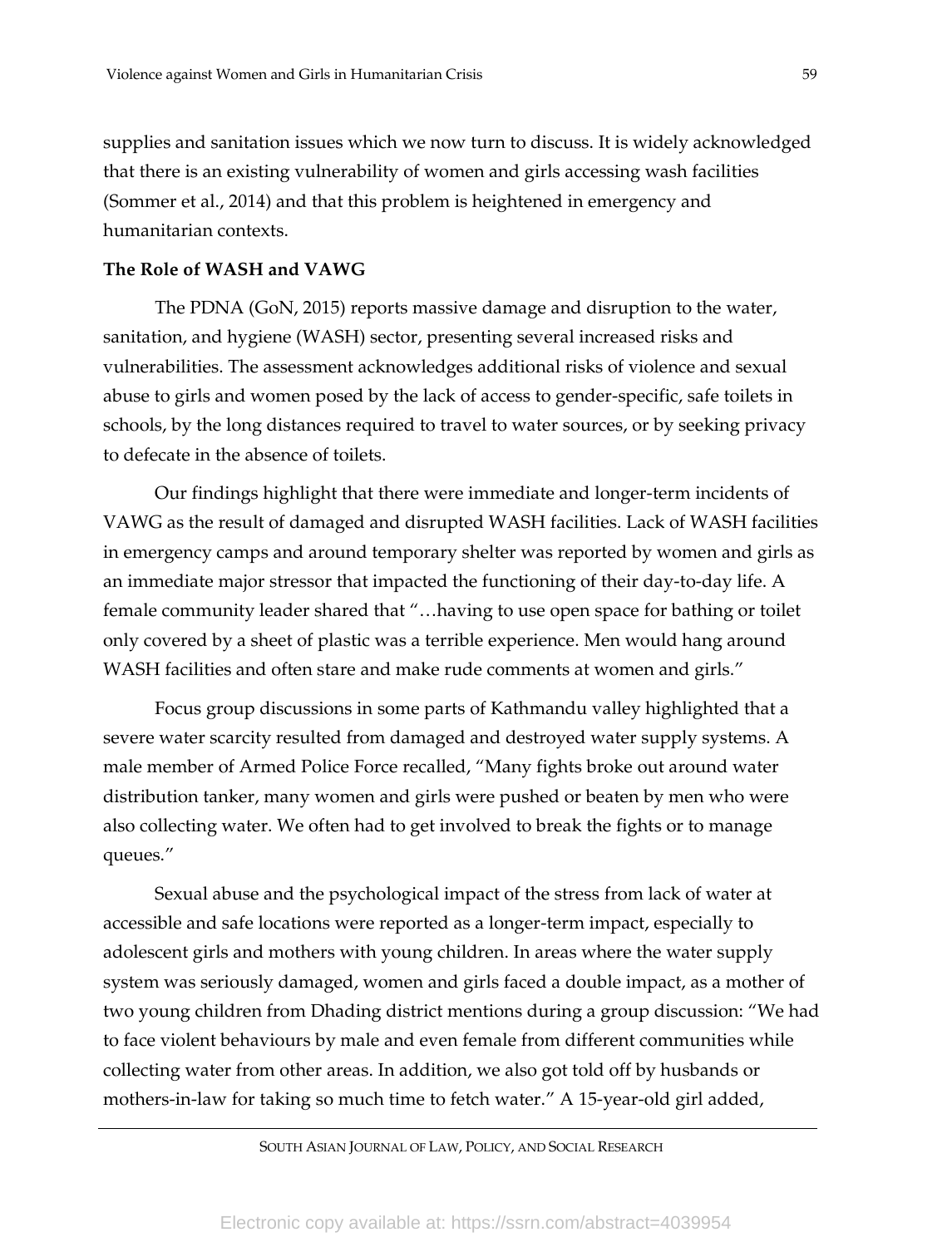supplies and sanitation issues which we now turn to discuss. It is widely acknowledged that there is an existing vulnerability of women and girls accessing wash facilities (Sommer et al., 2014) and that this problem is heightened in emergency and humanitarian contexts.

**The Role of WASH and VAWG**

The PDNA (GoN, 2015) reports massive damage and disruption to the water, sanitation, and hygiene (WASH) sector, presenting several increased risks and vulnerabilities. The assessment acknowledges additional risks of violence and sexual abuse to girls and women posed by the lack of access to gender-specific, safe toilets in schools, by the long distances required to travel to water sources, or by seeking privacy to defecate in the absence of toilets.

Our findings highlight that there were immediate and longer-term incidents of VAWG as the result of damaged and disrupted WASH facilities. Lack of WASH facilities in emergency camps and around temporary shelter was reported by women and girls as an immediate major stressor that impacted the functioning of their day-to-day life. A female community leader shared that "…having to use open space for bathing or toilet only covered by a sheet of plastic was a terrible experience. Men would hang around WASH facilities and often stare and make rude comments at women and girls."

Focus group discussions in some parts of Kathmandu valley highlighted that a severe water scarcity resulted from damaged and destroyed water supply systems. A male member of Armed Police Force recalled, "Many fights broke out around water distribution tanker, many women and girls were pushed or beaten by men who were also collecting water. We often had to get involved to break the fights or to manage queues."

Sexual abuse and the psychological impact of the stress from lack of water at accessible and safe locations were reported as a longer-term impact, especially to adolescent girls and mothers with young children. In areas where the water supply system was seriously damaged, women and girls faced a double impact, as a mother of two young children from Dhading district mentions during a group discussion: "We had to face violent behaviours by male and even female from different communities while collecting water from other areas. In addition, we also got told off by husbands or mothers-in-law for taking so much time to fetch water." A 15-year-old girl added,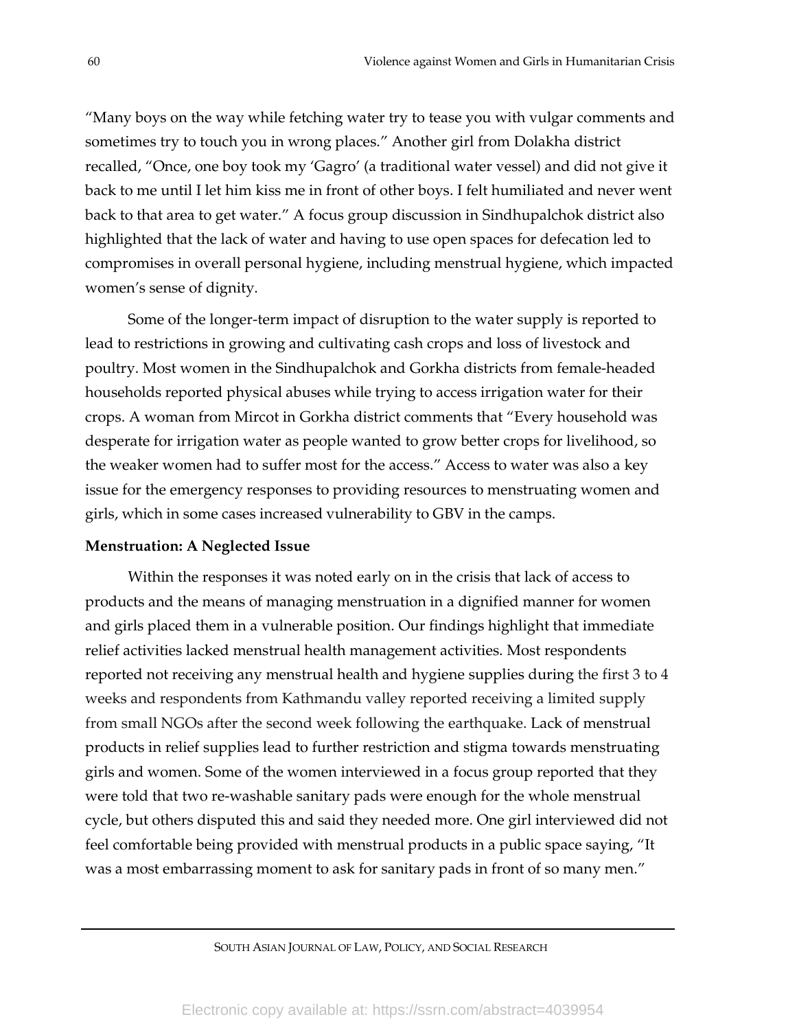"Many boys on the way while fetching water try to tease you with vulgar comments and sometimes try to touch you in wrong places." Another girl from Dolakha district recalled, "Once, one boy took my 'Gagro' (a traditional water vessel) and did not give it back to me until I let him kiss me in front of other boys. I felt humiliated and never went back to that area to get water." A focus group discussion in Sindhupalchok district also highlighted that the lack of water and having to use open spaces for defecation led to compromises in overall personal hygiene, including menstrual hygiene, which impacted women's sense of dignity.

Some of the longer-term impact of disruption to the water supply is reported to lead to restrictions in growing and cultivating cash crops and loss of livestock and poultry. Most women in the Sindhupalchok and Gorkha districts from female-headed households reported physical abuses while trying to access irrigation water for their crops. A woman from Mircot in Gorkha district comments that "Every household was desperate for irrigation water as people wanted to grow better crops for livelihood, so the weaker women had to suffer most for the access." Access to water was also a key issue for the emergency responses to providing resources to menstruating women and girls, which in some cases increased vulnerability to GBV in the camps.

**Menstruation: A Neglected Issue**

Within the responses it was noted early on in the crisis that lack of access to products and the means of managing menstruation in a dignified manner for women and girls placed them in a vulnerable position. Our findings highlight that immediate relief activities lacked menstrual health management activities. Most respondents reported not receiving any menstrual health and hygiene supplies during the first 3 to 4 weeks and respondents from Kathmandu valley reported receiving a limited supply from small NGOs after the second week following the earthquake. Lack of menstrual products in relief supplies lead to further restriction and stigma towards menstruating girls and women. Some of the women interviewed in a focus group reported that they were told that two re-washable sanitary pads were enough for the whole menstrual cycle, but others disputed this and said they needed more. One girl interviewed did not feel comfortable being provided with menstrual products in a public space saying, "It was a most embarrassing moment to ask for sanitary pads in front of so many men."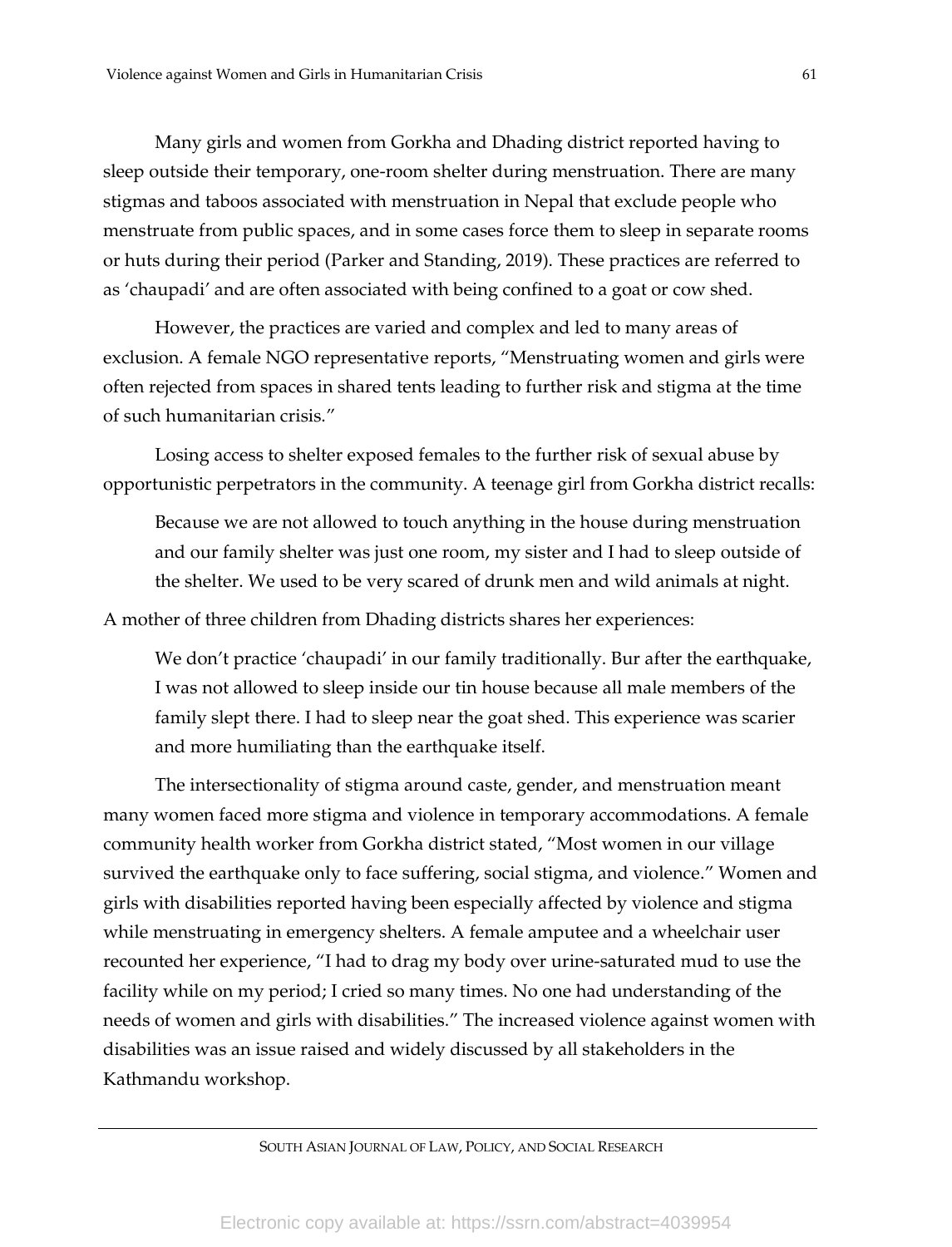Many girls and women from Gorkha and Dhading district reported having to sleep outside their temporary, one-room shelter during menstruation. There are many stigmas and taboos associated with menstruation in Nepal that exclude people who menstruate from public spaces, and in some cases force them to sleep in separate rooms or huts during their period (Parker and Standing, 2019). These practices are referred to as 'chaupadi' and are often associated with being confined to a goat or cow shed.

However, the practices are varied and complex and led to many areas of exclusion. A female NGO representative reports, "Menstruating women and girls were often rejected from spaces in shared tents leading to further risk and stigma at the time of such humanitarian crisis."

Losing access to shelter exposed females to the further risk of sexual abuse by opportunistic perpetrators in the community. A teenage girl from Gorkha district recalls:

> Because we are not allowed to touch anything in the house during menstruation and our family shelter was just one room, my sister and I had to sleep outside of the shelter. We used to be very scared of drunk men and wild animals at night.

A mother of three children from Dhading districts shares her experiences:

> We don't practice 'chaupadi' in our family traditionally. Bur after the earthquake, I was not allowed to sleep inside our tin house because all male members of the family slept there. I had to sleep near the goat shed. This experience was scarier and more humiliating than the earthquake itself.

The intersectionality of stigma around caste, gender, and menstruation meant many women faced more stigma and violence in temporary accommodations. A female community health worker from Gorkha district stated, "Most women in our village survived the earthquake only to face suffering, social stigma, and violence." Women and girls with disabilities reported having been especially affected by violence and stigma while menstruating in emergency shelters. A female amputee and a wheelchair user recounted her experience, "I had to drag my body over urine-saturated mud to use the facility while on my period; I cried so many times. No one had understanding of the needs of women and girls with disabilities." The increased violence against women with disabilities was an issue raised and widely discussed by all stakeholders in the Kathmandu workshop.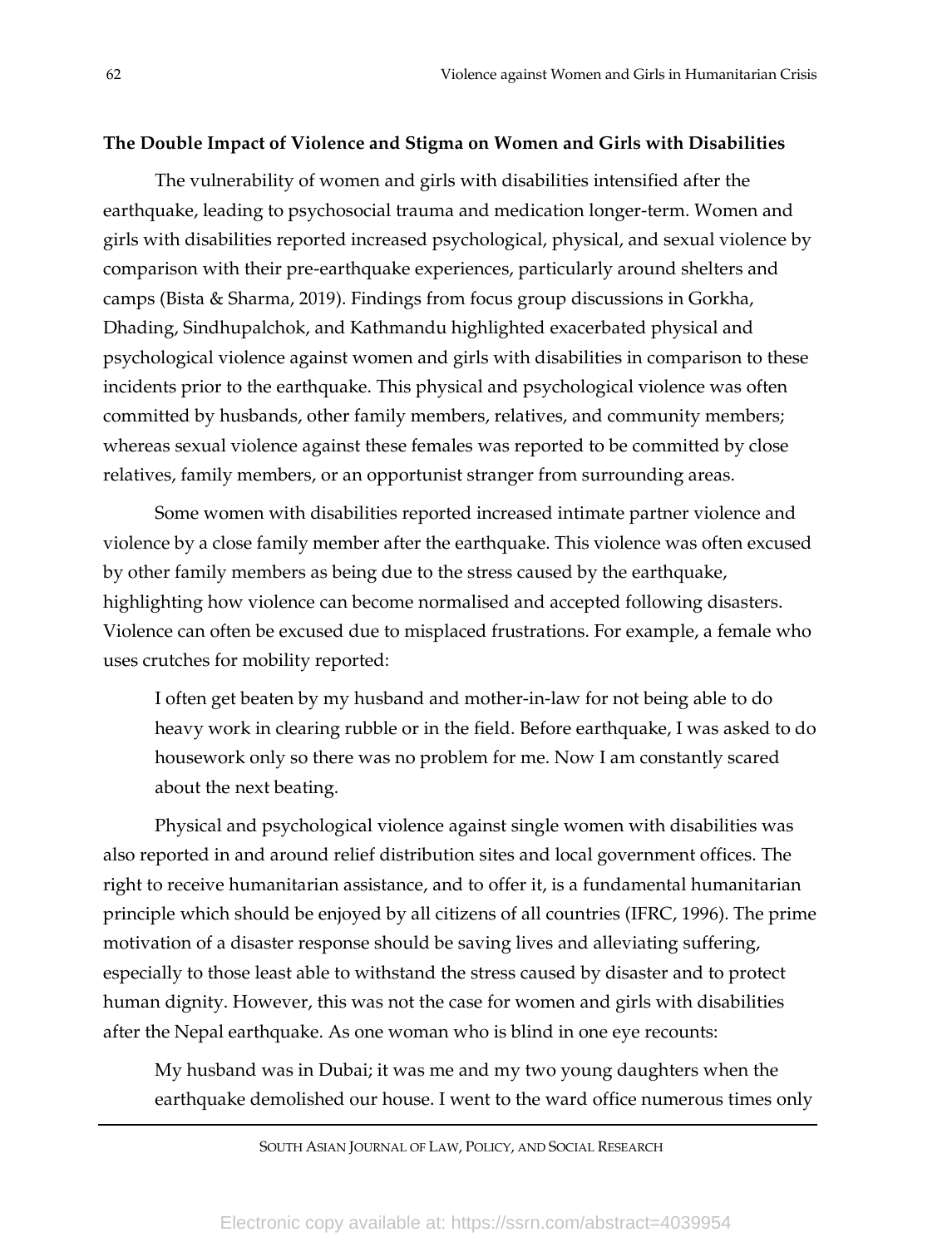**The Double Impact of Violence and Stigma on Women and Girls with Disabilities**

The vulnerability of women and girls with disabilities intensified after the earthquake, leading to psychosocial trauma and medication longer-term. Women and girls with disabilities reported increased psychological, physical, and sexual violence by comparison with their pre-earthquake experiences, particularly around shelters and camps (Bista & Sharma, 2019). Findings from focus group discussions in Gorkha, Dhading, Sindhupalchok, and Kathmandu highlighted exacerbated physical and psychological violence against women and girls with disabilities in comparison to these incidents prior to the earthquake. This physical and psychological violence was often committed by husbands, other family members, relatives, and community members; whereas sexual violence against these females was reported to be committed by close relatives, family members, or an opportunist stranger from surrounding areas.

Some women with disabilities reported increased intimate partner violence and violence by a close family member after the earthquake. This violence was often excused by other family members as being due to the stress caused by the earthquake, highlighting how violence can become normalised and accepted following disasters. Violence can often be excused due to misplaced frustrations. For example, a female who uses crutches for mobility reported:

> I often get beaten by my husband and mother-in-law for not being able to do heavy work in clearing rubble or in the field. Before earthquake, I was asked to do housework only so there was no problem for me. Now I am constantly scared about the next beating.

Physical and psychological violence against single women with disabilities was also reported in and around relief distribution sites and local government offices. The right to receive humanitarian assistance, and to offer it, is a fundamental humanitarian principle which should be enjoyed by all citizens of all countries (IFRC, 1996). The prime motivation of a disaster response should be saving lives and alleviating suffering, especially to those least able to withstand the stress caused by disaster and to protect human dignity. However, this was not the case for women and girls with disabilities after the Nepal earthquake. As one woman who is blind in one eye recounts:

> My husband was in Dubai; it was me and my two young daughters when the earthquake demolished our house. I went to the ward office numerous times only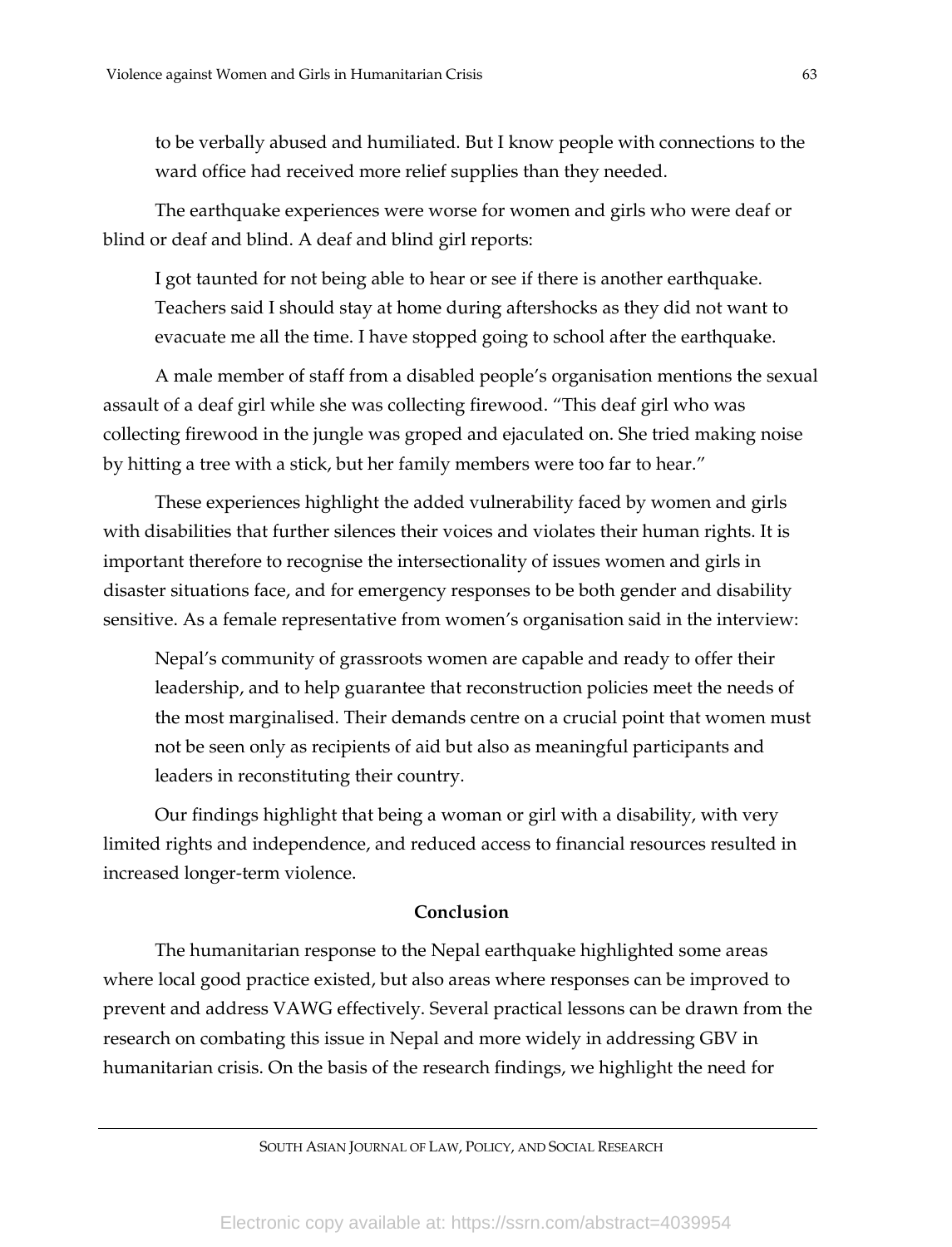> to be verbally abused and humiliated. But I know people with connections to the ward office had received more relief supplies than they needed.

The earthquake experiences were worse for women and girls who were deaf or blind or deaf and blind. A deaf and blind girl reports:

> I got taunted for not being able to hear or see if there is another earthquake. Teachers said I should stay at home during aftershocks as they did not want to evacuate me all the time. I have stopped going to school after the earthquake.

A male member of staff from a disabled people's organisation mentions the sexual assault of a deaf girl while she was collecting firewood. "This deaf girl who was collecting firewood in the jungle was groped and ejaculated on. She tried making noise by hitting a tree with a stick, but her family members were too far to hear."

These experiences highlight the added vulnerability faced by women and girls with disabilities that further silences their voices and violates their human rights. It is important therefore to recognise the intersectionality of issues women and girls in disaster situations face, and for emergency responses to be both gender and disability sensitive. As a female representative from women's organisation said in the interview:

> Nepal's community of grassroots women are capable and ready to offer their leadership, and to help guarantee that reconstruction policies meet the needs of the most marginalised. Their demands centre on a crucial point that women must not be seen only as recipients of aid but also as meaningful participants and leaders in reconstituting their country.

Our findings highlight that being a woman or girl with a disability, with very limited rights and independence, and reduced access to financial resources resulted in increased longer-term violence.

## Conclusion

The humanitarian response to the Nepal earthquake highlighted some areas where local good practice existed, but also areas where responses can be improved to prevent and address VAWG effectively. Several practical lessons can be drawn from the research on combating this issue in Nepal and more widely in addressing GBV in humanitarian crisis. On the basis of the research findings, we highlight the need for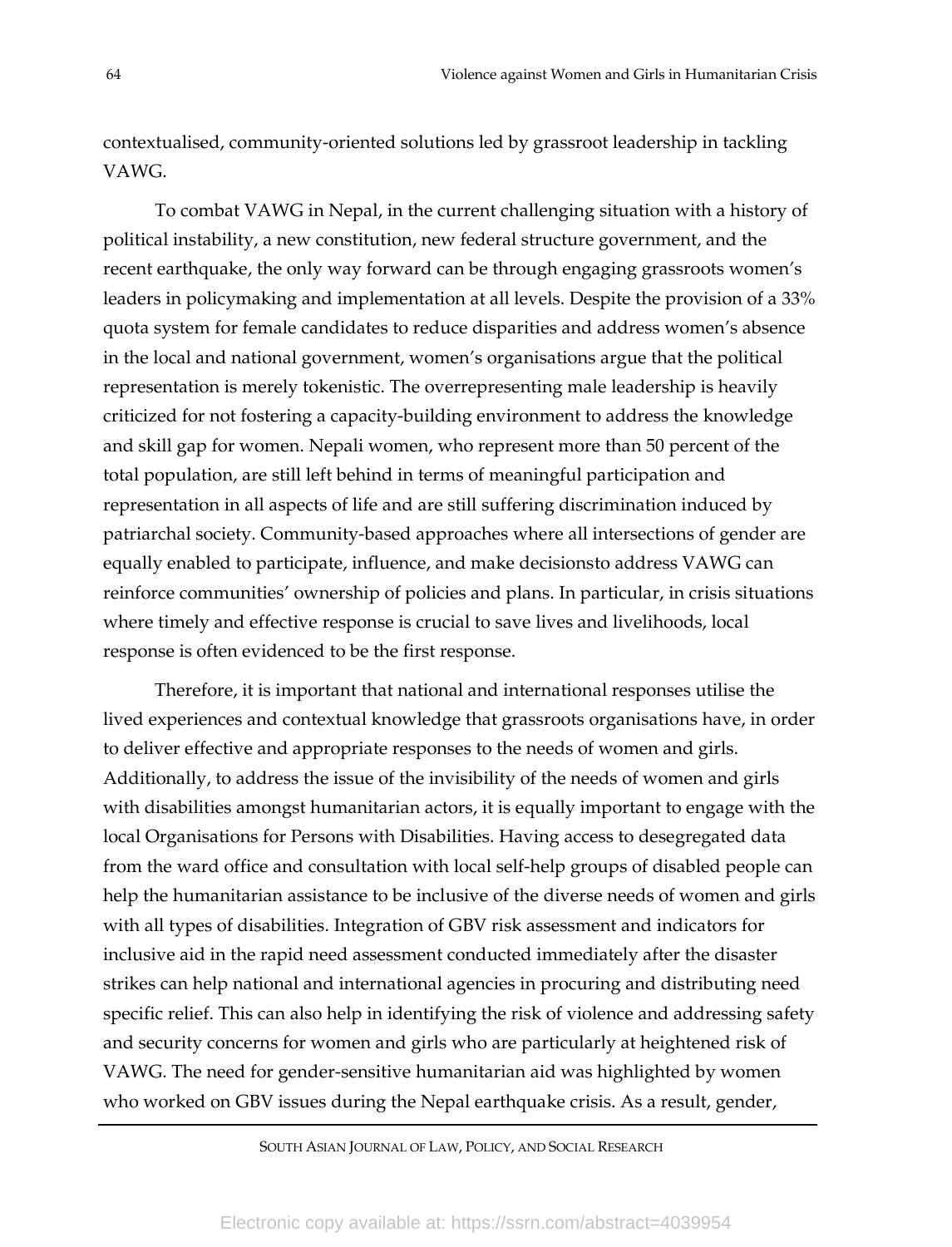contextualised, community-oriented solutions led by grassroot leadership in tackling VAWG.

To combat VAWG in Nepal, in the current challenging situation with a history of political instability, a new constitution, new federal structure government, and the recent earthquake, the only way forward can be through engaging grassroots women's leaders in policymaking and implementation at all levels. Despite the provision of a 33% quota system for female candidates to reduce disparities and address women's absence in the local and national government, women's organisations argue that the political representation is merely tokenistic. The overrepresenting male leadership is heavily criticized for not fostering a capacity-building environment to address the knowledge and skill gap for women. Nepali women, who represent more than 50 percent of the total population, are still left behind in terms of meaningful participation and representation in all aspects of life and are still suffering discrimination induced by patriarchal society. Community-based approaches where all intersections of gender are equally enabled to participate, influence, and make decisionsto address VAWG can reinforce communities' ownership of policies and plans. In particular, in crisis situations where timely and effective response is crucial to save lives and livelihoods, local response is often evidenced to be the first response.

Therefore, it is important that national and international responses utilise the lived experiences and contextual knowledge that grassroots organisations have, in order to deliver effective and appropriate responses to the needs of women and girls. Additionally, to address the issue of the invisibility of the needs of women and girls with disabilities amongst humanitarian actors, it is equally important to engage with the local Organisations for Persons with Disabilities. Having access to desegregated data from the ward office and consultation with local self-help groups of disabled people can help the humanitarian assistance to be inclusive of the diverse needs of women and girls with all types of disabilities. Integration of GBV risk assessment and indicators for inclusive aid in the rapid need assessment conducted immediately after the disaster strikes can help national and international agencies in procuring and distributing need specific relief. This can also help in identifying the risk of violence and addressing safety and security concerns for women and girls who are particularly at heightened risk of VAWG. The need for gender-sensitive humanitarian aid was highlighted by women who worked on GBV issues during the Nepal earthquake crisis. As a result, gender,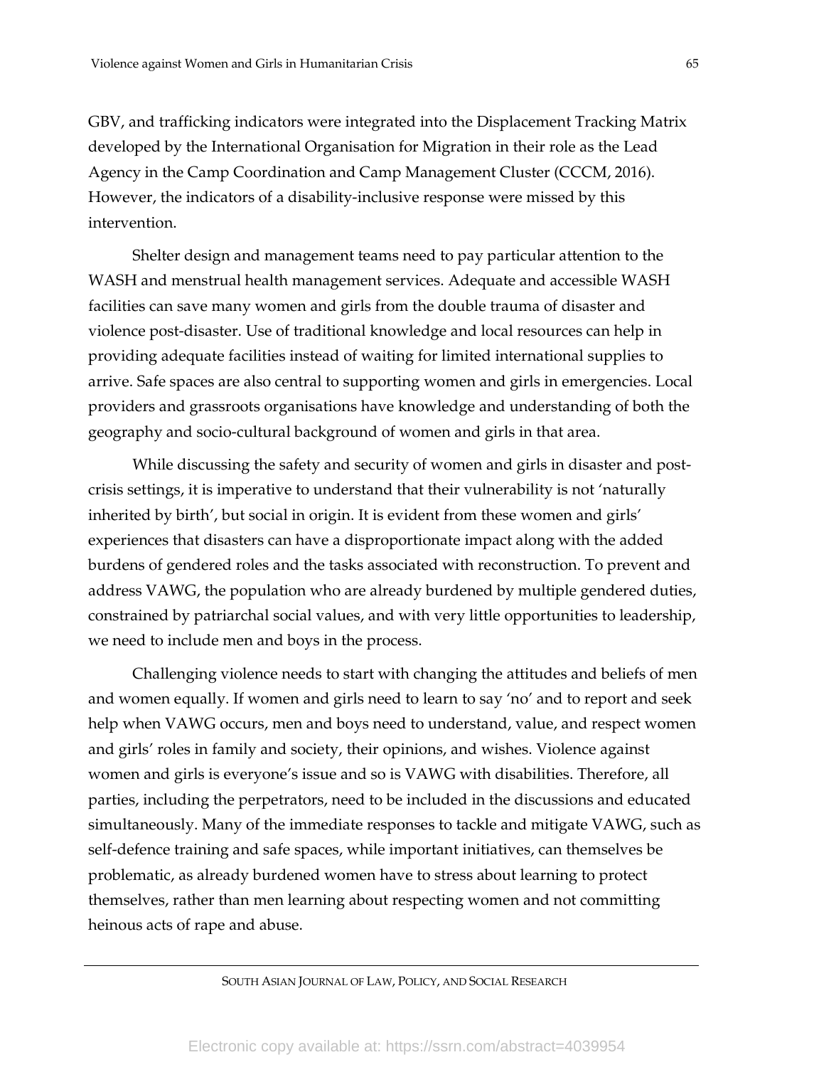GBV, and trafficking indicators were integrated into the Displacement Tracking Matrix developed by the International Organisation for Migration in their role as the Lead Agency in the Camp Coordination and Camp Management Cluster (CCCM, 2016). However, the indicators of a disability-inclusive response were missed by this intervention.

Shelter design and management teams need to pay particular attention to the WASH and menstrual health management services. Adequate and accessible WASH facilities can save many women and girls from the double trauma of disaster and violence post-disaster. Use of traditional knowledge and local resources can help in providing adequate facilities instead of waiting for limited international supplies to arrive. Safe spaces are also central to supporting women and girls in emergencies. Local providers and grassroots organisations have knowledge and understanding of both the geography and socio-cultural background of women and girls in that area.

While discussing the safety and security of women and girls in disaster and post-crisis settings, it is imperative to understand that their vulnerability is not 'naturally inherited by birth', but social in origin. It is evident from these women and girls' experiences that disasters can have a disproportionate impact along with the added burdens of gendered roles and the tasks associated with reconstruction. To prevent and address VAWG, the population who are already burdened by multiple gendered duties, constrained by patriarchal social values, and with very little opportunities to leadership, we need to include men and boys in the process.

Challenging violence needs to start with changing the attitudes and beliefs of men and women equally. If women and girls need to learn to say 'no' and to report and seek help when VAWG occurs, men and boys need to understand, value, and respect women and girls' roles in family and society, their opinions, and wishes. Violence against women and girls is everyone's issue and so is VAWG with disabilities. Therefore, all parties, including the perpetrators, need to be included in the discussions and educated simultaneously. Many of the immediate responses to tackle and mitigate VAWG, such as self-defence training and safe spaces, while important initiatives, can themselves be problematic, as already burdened women have to stress about learning to protect themselves, rather than men learning about respecting women and not committing heinous acts of rape and abuse.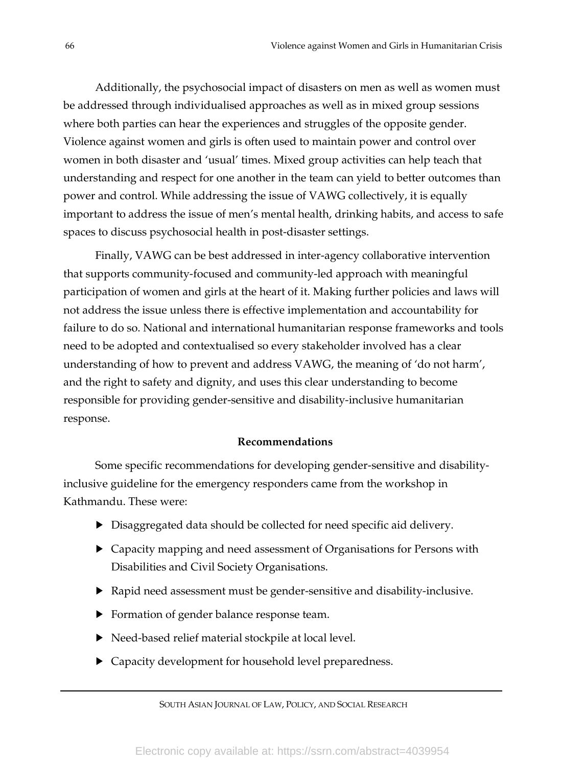Additionally, the psychosocial impact of disasters on men as well as women must be addressed through individualised approaches as well as in mixed group sessions where both parties can hear the experiences and struggles of the opposite gender. Violence against women and girls is often used to maintain power and control over women in both disaster and 'usual' times. Mixed group activities can help teach that understanding and respect for one another in the team can yield to better outcomes than power and control. While addressing the issue of VAWG collectively, it is equally important to address the issue of men's mental health, drinking habits, and access to safe spaces to discuss psychosocial health in post-disaster settings.

Finally, VAWG can be best addressed in inter-agency collaborative intervention that supports community-focused and community-led approach with meaningful participation of women and girls at the heart of it. Making further policies and laws will not address the issue unless there is effective implementation and accountability for failure to do so. National and international humanitarian response frameworks and tools need to be adopted and contextualised so every stakeholder involved has a clear understanding of how to prevent and address VAWG, the meaning of 'do not harm', and the right to safety and dignity, and uses this clear understanding to become responsible for providing gender-sensitive and disability-inclusive humanitarian response.

## Recommendations

Some specific recommendations for developing gender-sensitive and disability-inclusive guideline for the emergency responders came from the workshop in Kathmandu. These were:

- Disaggregated data should be collected for need specific aid delivery.
- Capacity mapping and need assessment of Organisations for Persons with Disabilities and Civil Society Organisations.
- Rapid need assessment must be gender-sensitive and disability-inclusive.
- Formation of gender balance response team.
- Need-based relief material stockpile at local level.
- Capacity development for household level preparedness.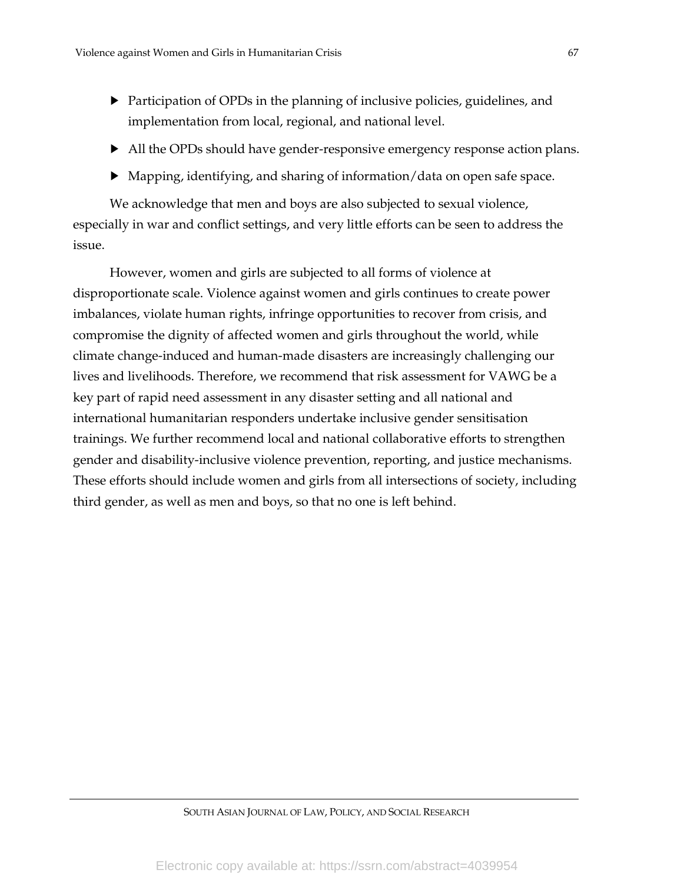- Participation of OPDs in the planning of inclusive policies, guidelines, and implementation from local, regional, and national level.
- All the OPDs should have gender-responsive emergency response action plans.
- Mapping, identifying, and sharing of information/data on open safe space.

We acknowledge that men and boys are also subjected to sexual violence, especially in war and conflict settings, and very little efforts can be seen to address the issue.

However, women and girls are subjected to all forms of violence at disproportionate scale. Violence against women and girls continues to create power imbalances, violate human rights, infringe opportunities to recover from crisis, and compromise the dignity of affected women and girls throughout the world, while climate change-induced and human-made disasters are increasingly challenging our lives and livelihoods. Therefore, we recommend that risk assessment for VAWG be a key part of rapid need assessment in any disaster setting and all national and international humanitarian responders undertake inclusive gender sensitisation trainings. We further recommend local and national collaborative efforts to strengthen gender and disability-inclusive violence prevention, reporting, and justice mechanisms. These efforts should include women and girls from all intersections of society, including third gender, as well as men and boys, so that no one is left behind.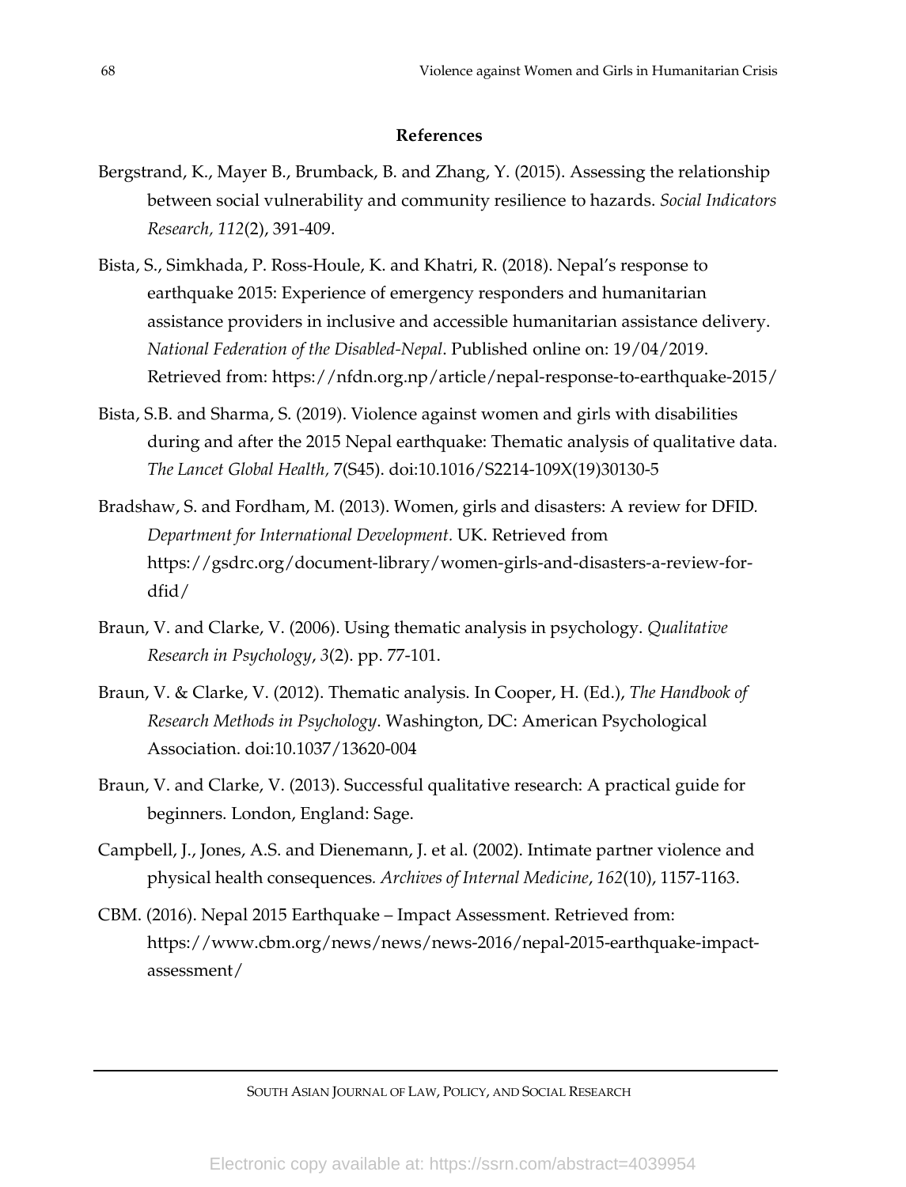## References

Bergstrand, K., Mayer B., Brumback, B. and Zhang, Y. (2015). Assessing the relationship between social vulnerability and community resilience to hazards. *Social Indicators Research, 112*(2), 391-409.

Bista, S., Simkhada, P. Ross-Houle, K. and Khatri, R. (2018). Nepal's response to earthquake 2015: Experience of emergency responders and humanitarian assistance providers in inclusive and accessible humanitarian assistance delivery. *National Federation of the Disabled-Nepal*. Published online on: 19/04/2019. Retrieved from: https://nfdn.org.np/article/nepal-response-to-earthquake-2015/

Bista, S.B. and Sharma, S. (2019). Violence against women and girls with disabilities during and after the 2015 Nepal earthquake: Thematic analysis of qualitative data. *The Lancet Global Health,* 7(S45). doi:10.1016/S2214-109X(19)30130-5

Bradshaw, S. and Fordham, M. (2013). Women, girls and disasters: A review for DFID. *Department for International Development.* UK. Retrieved from https://gsdrc.org/document-library/women-girls-and-disasters-a-review-for-dfid/

Braun, V. and Clarke, V. (2006). Using thematic analysis in psychology. *Qualitative Research in Psychology*, *3*(2). pp. 77-101.

Braun, V. & Clarke, V. (2012). Thematic analysis. In Cooper, H. (Ed.), *The Handbook of Research Methods in Psychology*. Washington, DC: American Psychological Association. doi:10.1037/13620-004

Braun, V. and Clarke, V. (2013). Successful qualitative research: A practical guide for beginners. London, England: Sage.

Campbell, J., Jones, A.S. and Dienemann, J. et al. (2002). Intimate partner violence and physical health consequences. *Archives of Internal Medicine*, *162*(10), 1157-1163.

CBM. (2016). Nepal 2015 Earthquake – Impact Assessment. Retrieved from: https://www.cbm.org/news/news/news-2016/nepal-2015-earthquake-impact-assessment/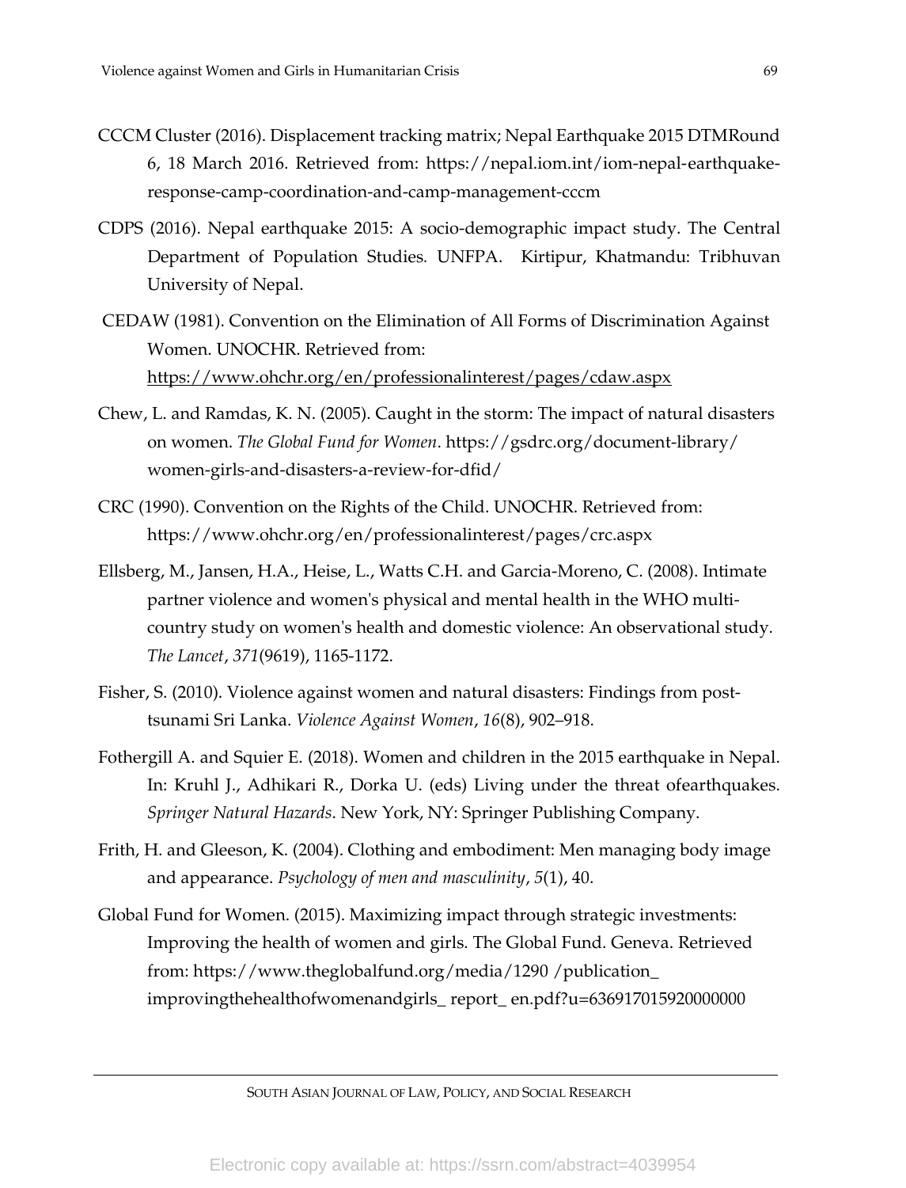CCCM Cluster (2016). Displacement tracking matrix; Nepal Earthquake 2015 DTMRound 6, 18 March 2016. Retrieved from: https://nepal.iom.int/iom-nepal-earthquake-response-camp-coordination-and-camp-management-cccm

CDPS (2016). Nepal earthquake 2015: A socio-demographic impact study. The Central Department of Population Studies. UNFPA. Kirtipur, Khatmandu: Tribhuvan University of Nepal.

CEDAW (1981). Convention on the Elimination of All Forms of Discrimination Against Women. UNOCHR. Retrieved from: https://www.ohchr.org/en/professionalinterest/pages/cdaw.aspx

Chew, L. and Ramdas, K. N. (2005). Caught in the storm: The impact of natural disasters on women. *The Global Fund for Women*. https://gsdrc.org/document-library/women-girls-and-disasters-a-review-for-dfid/

CRC (1990). Convention on the Rights of the Child. UNOCHR. Retrieved from: https://www.ohchr.org/en/professionalinterest/pages/crc.aspx

Ellsberg, M., Jansen, H.A., Heise, L., Watts C.H. and Garcia-Moreno, C. (2008). Intimate partner violence and women's physical and mental health in the WHO multi-country study on women's health and domestic violence: An observational study. *The Lancet*, *371*(9619), 1165-1172.

Fisher, S. (2010). Violence against women and natural disasters: Findings from post-tsunami Sri Lanka. *Violence Against Women*, *16*(8), 902–918.

Fothergill A. and Squier E. (2018). Women and children in the 2015 earthquake in Nepal. In: Kruhl J., Adhikari R., Dorka U. (eds) Living under the threat ofearthquakes. *Springer Natural Hazards*. New York, NY: Springer Publishing Company.

Frith, H. and Gleeson, K. (2004). Clothing and embodiment: Men managing body image and appearance. *Psychology of men and masculinity*, *5*(1), 40.

Global Fund for Women. (2015). Maximizing impact through strategic investments: Improving the health of women and girls. The Global Fund. Geneva. Retrieved from: https://www.theglobalfund.org/media/1290 /publication_ improvingthehealthofwomenandgirls_ report_ en.pdf?u=636917015920000000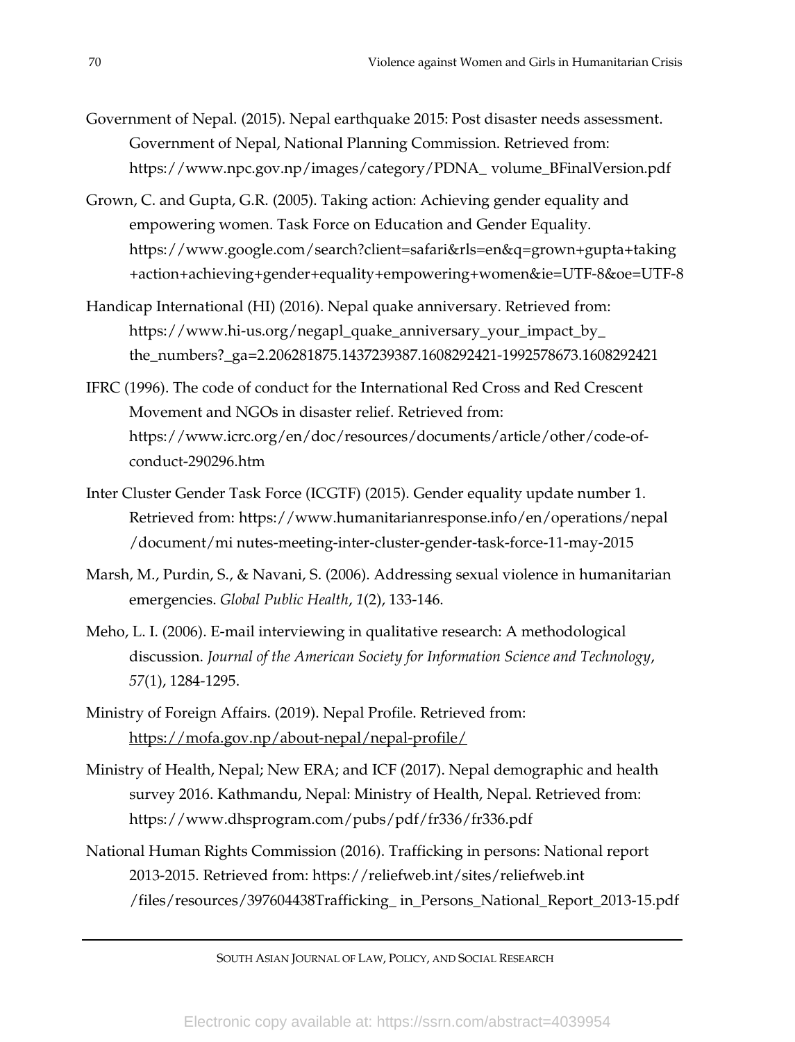Government of Nepal. (2015). Nepal earthquake 2015: Post disaster needs assessment. Government of Nepal, National Planning Commission. Retrieved from: https://www.npc.gov.np/images/category/PDNA_ volume_BFinalVersion.pdf

Grown, C. and Gupta, G.R. (2005). Taking action: Achieving gender equality and empowering women. Task Force on Education and Gender Equality. https://www.google.com/search?client=safari&rls=en&q=grown+gupta+taking+action+achieving+gender+equality+empowering+women&ie=UTF-8&oe=UTF-8

Handicap International (HI) (2016). Nepal quake anniversary. Retrieved from: https://www.hi-us.org/negapl_quake_anniversary_your_impact_by_ the_numbers?_ga=2.206281875.1437239387.1608292421-1992578673.1608292421

IFRC (1996). The code of conduct for the International Red Cross and Red Crescent Movement and NGOs in disaster relief. Retrieved from: https://www.icrc.org/en/doc/resources/documents/article/other/code-of-conduct-290296.htm

Inter Cluster Gender Task Force (ICGTF) (2015). Gender equality update number 1. Retrieved from: https://www.humanitarianresponse.info/en/operations/nepal /document/mi nutes-meeting-inter-cluster-gender-task-force-11-may-2015

Marsh, M., Purdin, S., & Navani, S. (2006). Addressing sexual violence in humanitarian emergencies. *Global Public Health*, *1*(2), 133-146.

Meho, L. I. (2006). E-mail interviewing in qualitative research: A methodological discussion. *Journal of the American Society for Information Science and Technology*, *57*(1), 1284-1295.

Ministry of Foreign Affairs. (2019). Nepal Profile. Retrieved from: https://mofa.gov.np/about-nepal/nepal-profile/

Ministry of Health, Nepal; New ERA; and ICF (2017). Nepal demographic and health survey 2016. Kathmandu, Nepal: Ministry of Health, Nepal. Retrieved from: https://www.dhsprogram.com/pubs/pdf/fr336/fr336.pdf

National Human Rights Commission (2016). Trafficking in persons: National report 2013-2015. Retrieved from: https://reliefweb.int/sites/reliefweb.int /files/resources/397604438Trafficking_ in_Persons_National_Report_2013-15.pdf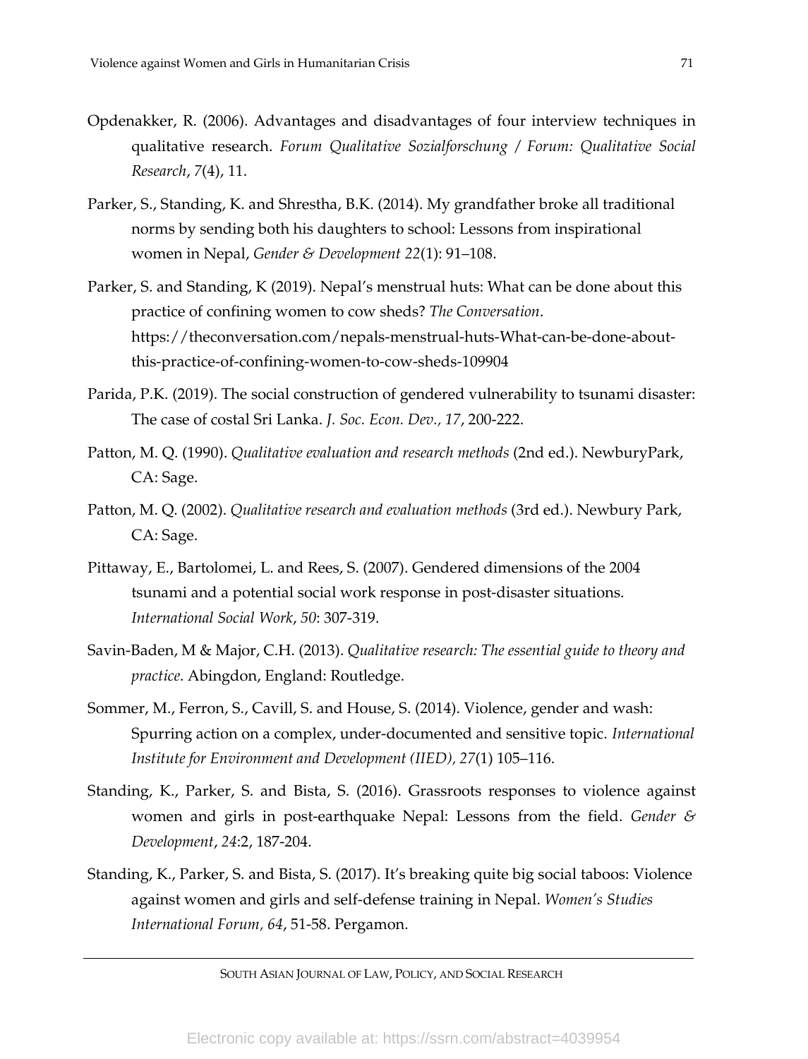Opdenakker, R. (2006). Advantages and disadvantages of four interview techniques in qualitative research. *Forum Qualitative Sozialforschung / Forum: Qualitative Social Research*, *7*(4), 11.

Parker, S., Standing, K. and Shrestha, B.K. (2014). My grandfather broke all traditional norms by sending both his daughters to school: Lessons from inspirational women in Nepal, *Gender & Development 22*(1): 91–108.

Parker, S. and Standing, K (2019). Nepal's menstrual huts: What can be done about this practice of confining women to cow sheds? *The Conversation*. https://theconversation.com/nepals-menstrual-huts-What-can-be-done-about-this-practice-of-confining-women-to-cow-sheds-109904

Parida, P.K. (2019). The social construction of gendered vulnerability to tsunami disaster: The case of costal Sri Lanka. *J. Soc. Econ. Dev., 17*, 200-222.

Patton, M. Q. (1990). *Qualitative evaluation and research methods* (2nd ed.). NewburyPark, CA: Sage.

Patton, M. Q. (2002). *Qualitative research and evaluation methods* (3rd ed.). Newbury Park, CA: Sage.

Pittaway, E., Bartolomei, L. and Rees, S. (2007). Gendered dimensions of the 2004 tsunami and a potential social work response in post-disaster situations. *International Social Work*, *50*: 307-319.

Savin-Baden, M & Major, C.H. (2013). *Qualitative research: The essential guide to theory and practice*. Abingdon, England: Routledge.

Sommer, M., Ferron, S., Cavill, S. and House, S. (2014). Violence, gender and wash: Spurring action on a complex, under-documented and sensitive topic. *International Institute for Environment and Development (IIED), 27*(1) 105–116.

Standing, K., Parker, S. and Bista, S. (2016). Grassroots responses to violence against women and girls in post-earthquake Nepal: Lessons from the field. *Gender & Development*, *24*:2, 187-204.

Standing, K., Parker, S. and Bista, S. (2017). It's breaking quite big social taboos: Violence against women and girls and self-defense training in Nepal. *Women's Studies International Forum, 64*, 51-58. Pergamon.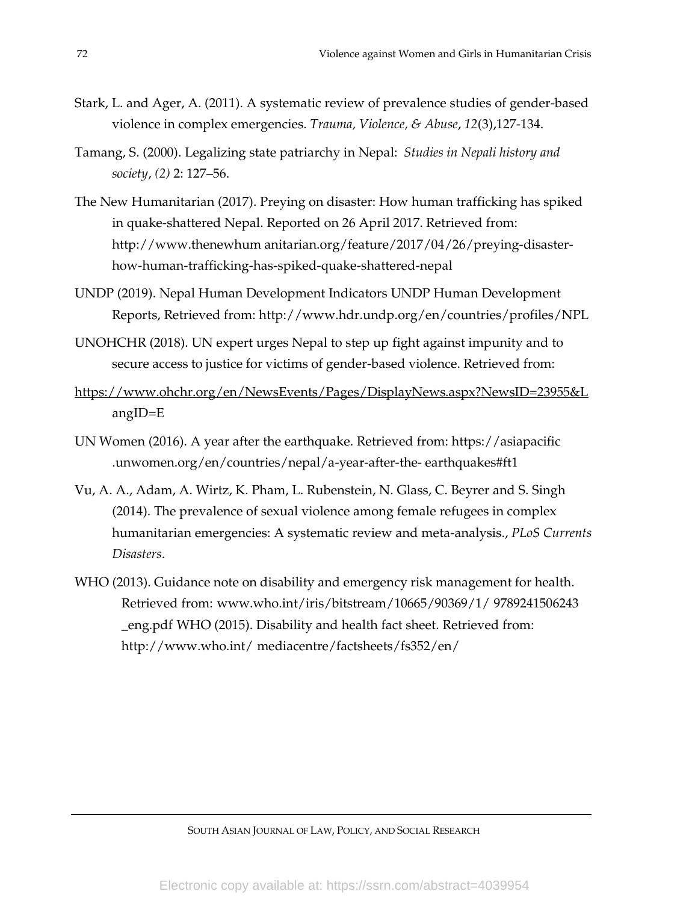Stark, L. and Ager, A. (2011). A systematic review of prevalence studies of gender-based violence in complex emergencies. *Trauma, Violence, & Abuse*, *12*(3),127-134.

Tamang, S. (2000). Legalizing state patriarchy in Nepal: *Studies in Nepali history and society*, *(2)* 2: 127–56.

The New Humanitarian (2017). Preying on disaster: How human trafficking has spiked in quake-shattered Nepal. Reported on 26 April 2017. Retrieved from: http://www.thenewhum anitarian.org/feature/2017/04/26/preying-disaster-how-human-trafficking-has-spiked-quake-shattered-nepal

UNDP (2019). Nepal Human Development Indicators UNDP Human Development Reports, Retrieved from: http://www.hdr.undp.org/en/countries/profiles/NPL

UNOHCHR (2018). UN expert urges Nepal to step up fight against impunity and to secure access to justice for victims of gender-based violence. Retrieved from:

https://www.ohchr.org/en/NewsEvents/Pages/DisplayNews.aspx?NewsID=23955&LangID=E

UN Women (2016). A year after the earthquake. Retrieved from: https://asiapacific .unwomen.org/en/countries/nepal/a-year-after-the- earthquakes#ft1

Vu, A. A., Adam, A. Wirtz, K. Pham, L. Rubenstein, N. Glass, C. Beyrer and S. Singh (2014). The prevalence of sexual violence among female refugees in complex humanitarian emergencies: A systematic review and meta-analysis., *PLoS Currents Disasters*.

WHO (2013). Guidance note on disability and emergency risk management for health. Retrieved from: www.who.int/iris/bitstream/10665/90369/1/ 9789241506243 _eng.pdf WHO (2015). Disability and health fact sheet. Retrieved from: http://www.who.int/ mediacentre/factsheets/fs352/en/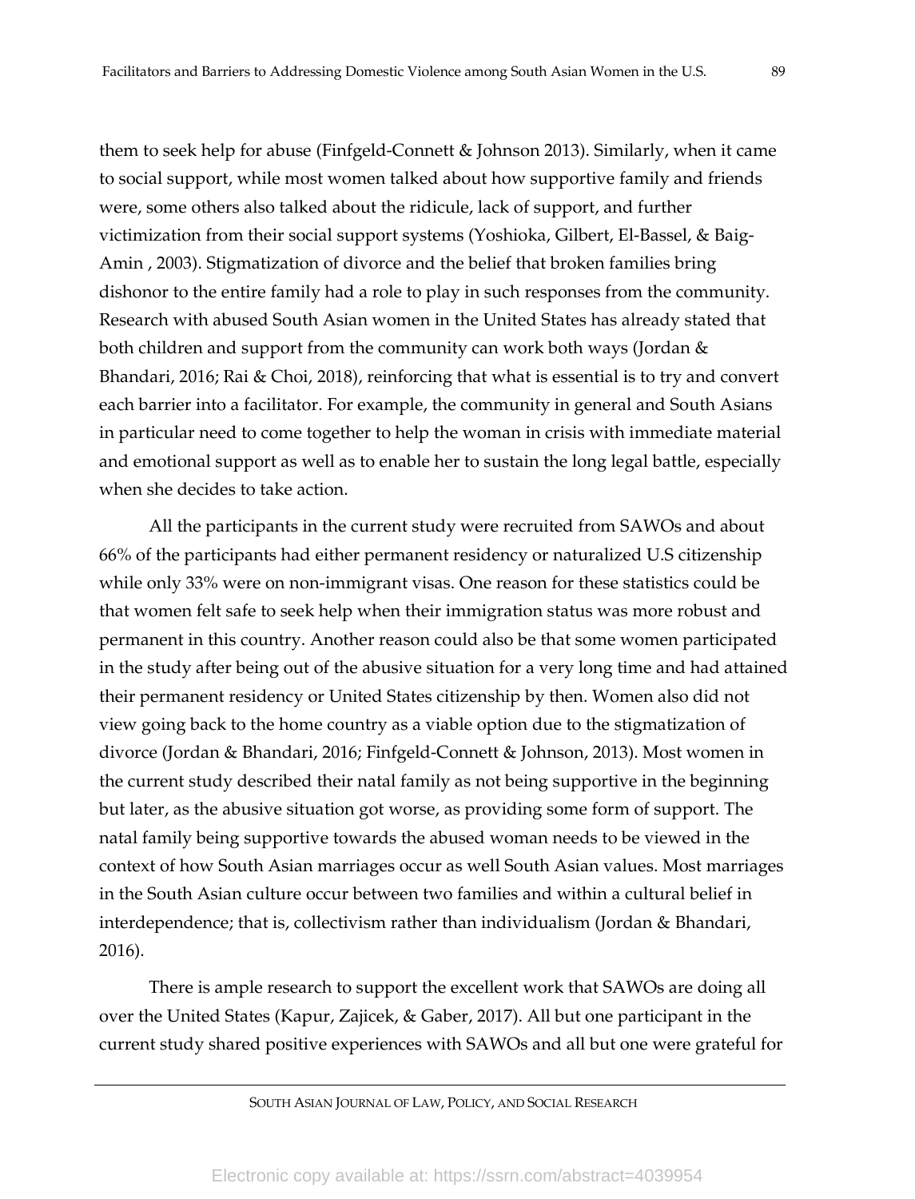them to seek help for abuse (Finfgeld-Connett & Johnson 2013). Similarly, when it came to social support, while most women talked about how supportive family and friends were, some others also talked about the ridicule, lack of support, and further victimization from their social support systems (Yoshioka, Gilbert, El-Bassel, & Baig-Amin , 2003). Stigmatization of divorce and the belief that broken families bring dishonor to the entire family had a role to play in such responses from the community. Research with abused South Asian women in the United States has already stated that both children and support from the community can work both ways (Jordan & Bhandari, 2016; Rai & Choi, 2018), reinforcing that what is essential is to try and convert each barrier into a facilitator. For example, the community in general and South Asians in particular need to come together to help the woman in crisis with immediate material and emotional support as well as to enable her to sustain the long legal battle, especially when she decides to take action.

All the participants in the current study were recruited from SAWOs and about 66% of the participants had either permanent residency or naturalized U.S citizenship while only 33% were on non-immigrant visas. One reason for these statistics could be that women felt safe to seek help when their immigration status was more robust and permanent in this country. Another reason could also be that some women participated in the study after being out of the abusive situation for a very long time and had attained their permanent residency or United States citizenship by then. Women also did not view going back to the home country as a viable option due to the stigmatization of divorce (Jordan & Bhandari, 2016; Finfgeld-Connett & Johnson, 2013). Most women in the current study described their natal family as not being supportive in the beginning but later, as the abusive situation got worse, as providing some form of support. The natal family being supportive towards the abused woman needs to be viewed in the context of how South Asian marriages occur as well South Asian values. Most marriages in the South Asian culture occur between two families and within a cultural belief in interdependence; that is, collectivism rather than individualism (Jordan & Bhandari, 2016).

There is ample research to support the excellent work that SAWOs are doing all over the United States (Kapur, Zajicek, & Gaber, 2017). All but one participant in the current study shared positive experiences with SAWOs and all but one were grateful for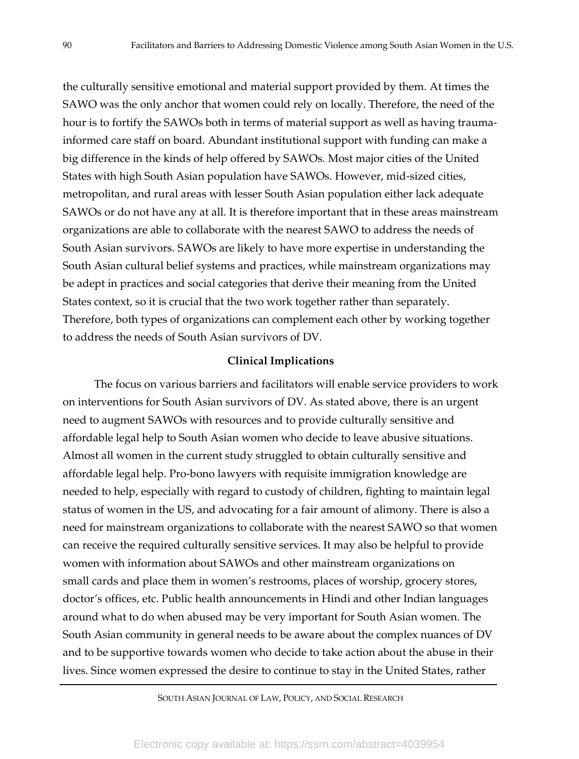the culturally sensitive emotional and material support provided by them. At times the SAWO was the only anchor that women could rely on locally. Therefore, the need of the hour is to fortify the SAWOs both in terms of material support as well as having trauma-informed care staff on board. Abundant institutional support with funding can make a big difference in the kinds of help offered by SAWOs. Most major cities of the United States with high South Asian population have SAWOs. However, mid-sized cities, metropolitan, and rural areas with lesser South Asian population either lack adequate SAWOs or do not have any at all. It is therefore important that in these areas mainstream organizations are able to collaborate with the nearest SAWO to address the needs of South Asian survivors. SAWOs are likely to have more expertise in understanding the South Asian cultural belief systems and practices, while mainstream organizations may be adept in practices and social categories that derive their meaning from the United States context, so it is crucial that the two work together rather than separately. Therefore, both types of organizations can complement each other by working together to address the needs of South Asian survivors of DV.

**Clinical Implications**

The focus on various barriers and facilitators will enable service providers to work on interventions for South Asian survivors of DV. As stated above, there is an urgent need to augment SAWOs with resources and to provide culturally sensitive and affordable legal help to South Asian women who decide to leave abusive situations. Almost all women in the current study struggled to obtain culturally sensitive and affordable legal help. Pro-bono lawyers with requisite immigration knowledge are needed to help, especially with regard to custody of children, fighting to maintain legal status of women in the US, and advocating for a fair amount of alimony. There is also a need for mainstream organizations to collaborate with the nearest SAWO so that women can receive the required culturally sensitive services. It may also be helpful to provide women with information about SAWOs and other mainstream organizations on small cards and place them in women's restrooms, places of worship, grocery stores, doctor's offices, etc. Public health announcements in Hindi and other Indian languages around what to do when abused may be very important for South Asian women. The South Asian community in general needs to be aware about the complex nuances of DV and to be supportive towards women who decide to take action about the abuse in their lives. Since women expressed the desire to continue to stay in the United States, rather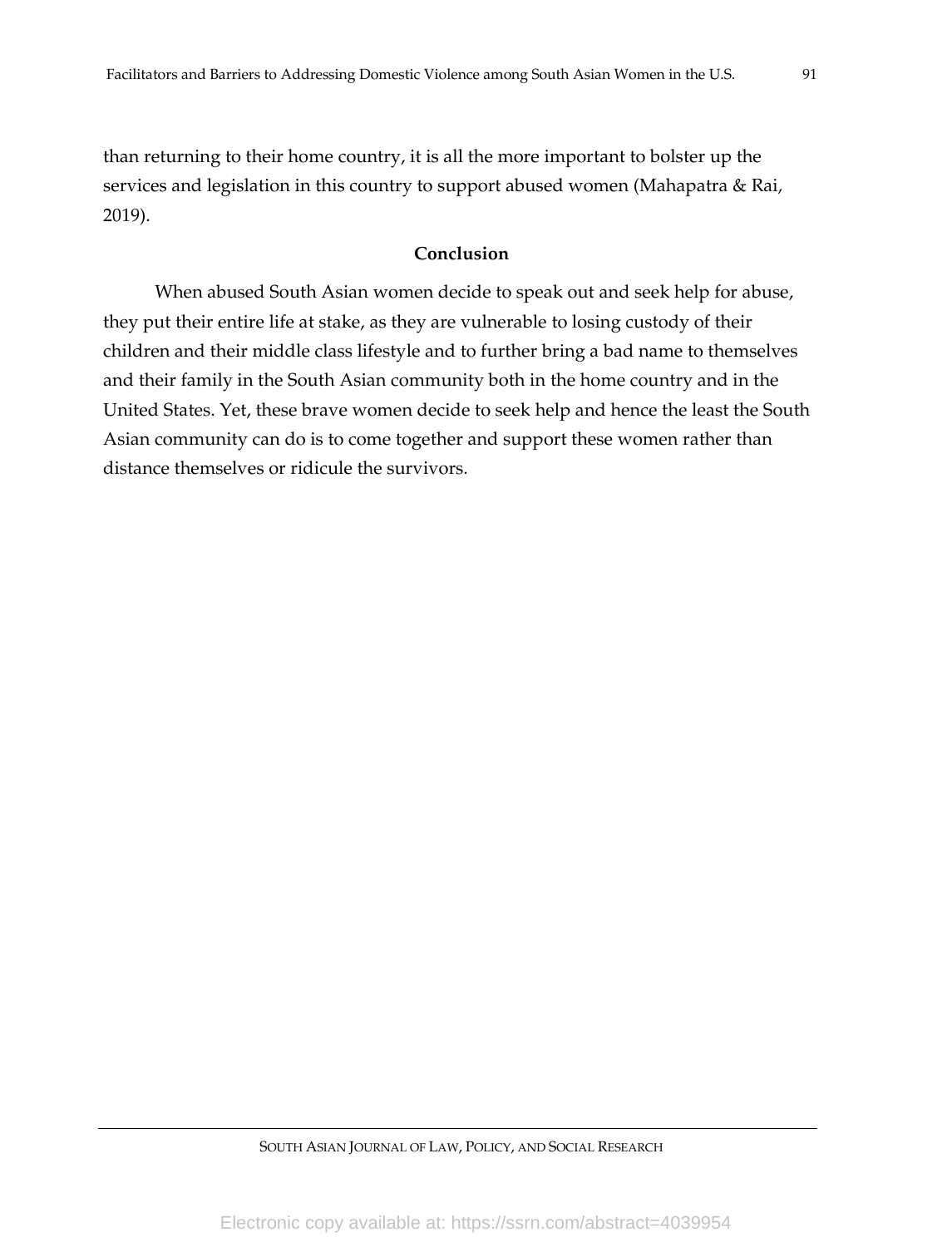than returning to their home country, it is all the more important to bolster up the services and legislation in this country to support abused women (Mahapatra & Rai, 2019).

## Conclusion

When abused South Asian women decide to speak out and seek help for abuse, they put their entire life at stake, as they are vulnerable to losing custody of their children and their middle class lifestyle and to further bring a bad name to themselves and their family in the South Asian community both in the home country and in the United States. Yet, these brave women decide to seek help and hence the least the South Asian community can do is to come together and support these women rather than distance themselves or ridicule the survivors.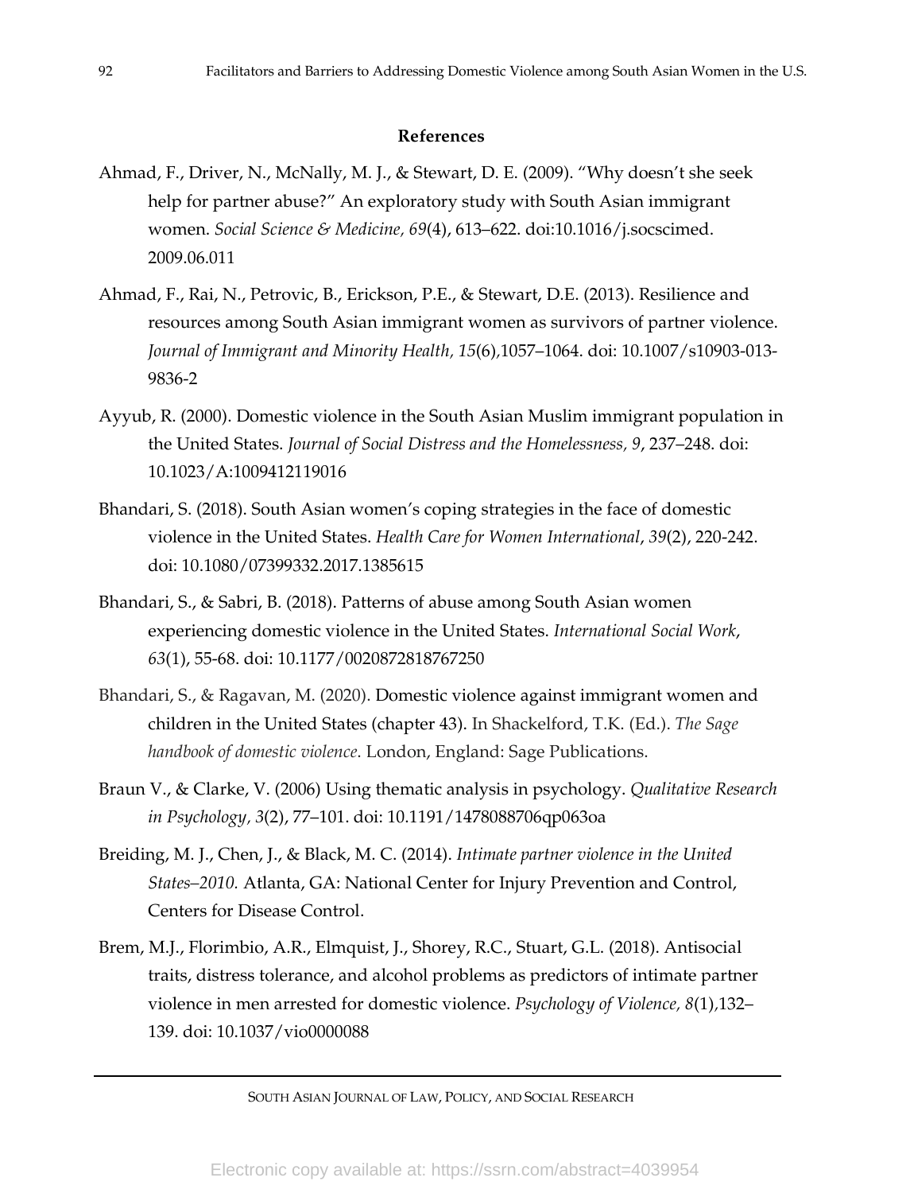**References**

Ahmad, F., Driver, N., McNally, M. J., & Stewart, D. E. (2009). "Why doesn't she seek help for partner abuse?" An exploratory study with South Asian immigrant women. *Social Science & Medicine, 69*(4), 613–622. doi:10.1016/j.socscimed.2009.06.011

Ahmad, F., Rai, N., Petrovic, B., Erickson, P.E., & Stewart, D.E. (2013). Resilience and resources among South Asian immigrant women as survivors of partner violence. *Journal of Immigrant and Minority Health, 15*(6),1057–1064. doi: 10.1007/s10903-013-9836-2

Ayyub, R. (2000). Domestic violence in the South Asian Muslim immigrant population in the United States. *Journal of Social Distress and the Homelessness, 9*, 237–248. doi: 10.1023/A:1009412119016

Bhandari, S. (2018). South Asian women's coping strategies in the face of domestic violence in the United States. *Health Care for Women International*, *39*(2), 220-242. doi: 10.1080/07399332.2017.1385615

Bhandari, S., & Sabri, B. (2018). Patterns of abuse among South Asian women experiencing domestic violence in the United States. *International Social Work*, *63*(1), 55-68. doi: 10.1177/0020872818767250

Bhandari, S., & Ragavan, M. (2020). Domestic violence against immigrant women and children in the United States (chapter 43). In Shackelford, T.K. (Ed.). *The Sage handbook of domestic violence*. London, England: Sage Publications.

Braun V., & Clarke, V. (2006) Using thematic analysis in psychology. *Qualitative Research in Psychology, 3*(2), 77–101. doi: 10.1191/1478088706qp063oa

Breiding, M. J., Chen, J., & Black, M. C. (2014). *Intimate partner violence in the United States–2010.* Atlanta, GA: National Center for Injury Prevention and Control, Centers for Disease Control.

Brem, M.J., Florimbio, A.R., Elmquist, J., Shorey, R.C., Stuart, G.L. (2018). Antisocial traits, distress tolerance, and alcohol problems as predictors of intimate partner violence in men arrested for domestic violence. *Psychology of Violence, 8*(1),132–139. doi: 10.1037/vio0000088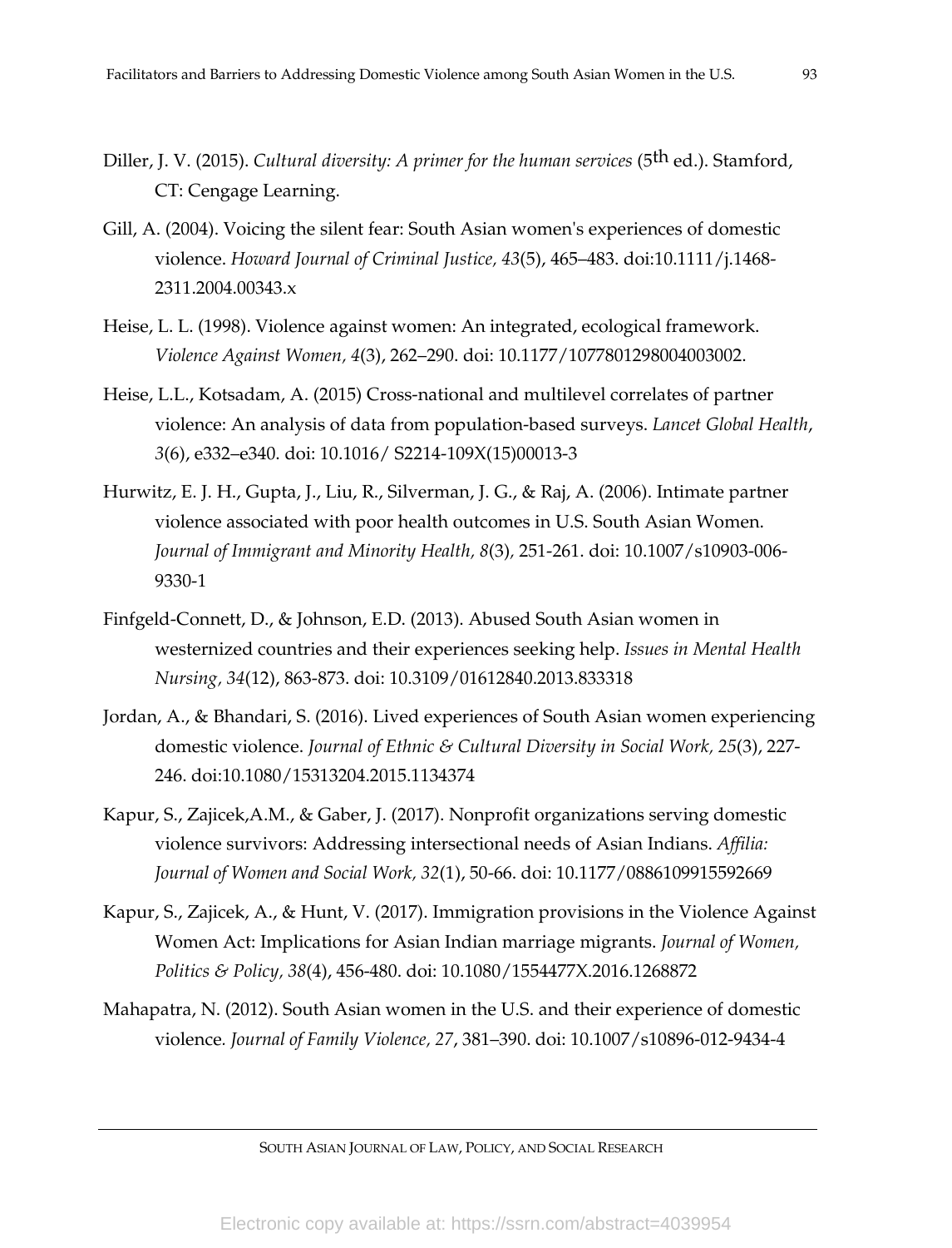Diller, J. V. (2015). *Cultural diversity: A primer for the human services* (5th ed.). Stamford, CT: Cengage Learning.

Gill, A. (2004). Voicing the silent fear: South Asian women's experiences of domestic violence. *Howard Journal of Criminal Justice, 43*(5), 465–483. doi:10.1111/j.1468-2311.2004.00343.x

Heise, L. L. (1998). Violence against women: An integrated, ecological framework. *Violence Against Women, 4*(3), 262–290. doi: 10.1177/1077801298004003002.

Heise, L.L., Kotsadam, A. (2015) Cross-national and multilevel correlates of partner violence: An analysis of data from population-based surveys. *Lancet Global Health*, *3*(6), e332–e340. doi: 10.1016/ S2214-109X(15)00013-3

Hurwitz, E. J. H., Gupta, J., Liu, R., Silverman, J. G., & Raj, A. (2006). Intimate partner violence associated with poor health outcomes in U.S. South Asian Women. *Journal of Immigrant and Minority Health, 8*(3), 251-261. doi: 10.1007/s10903-006-9330-1

Finfgeld-Connett, D., & Johnson, E.D. (2013). Abused South Asian women in westernized countries and their experiences seeking help. *Issues in Mental Health Nursing, 34*(12), 863-873. doi: 10.3109/01612840.2013.833318

Jordan, A., & Bhandari, S. (2016). Lived experiences of South Asian women experiencing domestic violence. *Journal of Ethnic & Cultural Diversity in Social Work, 25*(3), 227-246. doi:10.1080/15313204.2015.1134374

Kapur, S., Zajicek,A.M., & Gaber, J. (2017). Nonprofit organizations serving domestic violence survivors: Addressing intersectional needs of Asian Indians. *Affilia: Journal of Women and Social Work, 32*(1), 50-66. doi: 10.1177/0886109915592669

Kapur, S., Zajicek, A., & Hunt, V. (2017). Immigration provisions in the Violence Against Women Act: Implications for Asian Indian marriage migrants. *Journal of Women, Politics & Policy, 38*(4), 456-480. doi: 10.1080/1554477X.2016.1268872

Mahapatra, N. (2012). South Asian women in the U.S. and their experience of domestic violence. *Journal of Family Violence, 27*, 381–390. doi: 10.1007/s10896-012-9434-4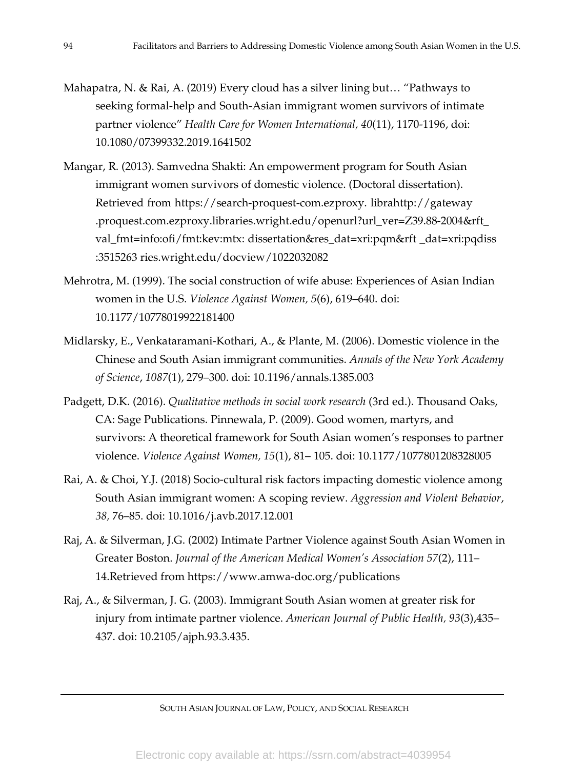Mahapatra, N. & Rai, A. (2019) Every cloud has a silver lining but… "Pathways to seeking formal-help and South-Asian immigrant women survivors of intimate partner violence" *Health Care for Women International, 40*(11), 1170-1196, doi: 10.1080/07399332.2019.1641502

Mangar, R. (2013). Samvedna Shakti: An empowerment program for South Asian immigrant women survivors of domestic violence. (Doctoral dissertation). Retrieved from https://search-proquest-com.ezproxy. librahttp://gateway .proquest.com.ezproxy.libraries.wright.edu/openurl?url_ver=Z39.88-2004&rft_ val_fmt=info:ofi/fmt:kev:mtx: dissertation&res_dat=xri:pqm&rft _dat=xri:pqdiss :3515263 ries.wright.edu/docview/1022032082

Mehrotra, M. (1999). The social construction of wife abuse: Experiences of Asian Indian women in the U.S. *Violence Against Women, 5*(6), 619–640. doi: 10.1177/10778019922181400

Midlarsky, E., Venkataramani-Kothari, A., & Plante, M. (2006). Domestic violence in the Chinese and South Asian immigrant communities. *Annals of the New York Academy of Science*, *1087*(1), 279–300. doi: 10.1196/annals.1385.003

Padgett, D.K. (2016). *Qualitative methods in social work research* (3rd ed.). Thousand Oaks, CA: Sage Publications. Pinnewala, P. (2009). Good women, martyrs, and survivors: A theoretical framework for South Asian women's responses to partner violence. *Violence Against Women, 15*(1), 81– 105. doi: 10.1177/1077801208328005

Rai, A. & Choi, Y.J. (2018) Socio-cultural risk factors impacting domestic violence among South Asian immigrant women: A scoping review. *Aggression and Violent Behavior*, *38,* 76–85. doi: 10.1016/j.avb.2017.12.001

Raj, A. & Silverman, J.G. (2002) Intimate Partner Violence against South Asian Women in Greater Boston. *Journal of the American Medical Women's Association 57*(2), 111–14.Retrieved from https://www.amwa-doc.org/publications

Raj, A., & Silverman, J. G. (2003). Immigrant South Asian women at greater risk for injury from intimate partner violence. *American Journal of Public Health, 93*(3),435–437. doi: 10.2105/ajph.93.3.435.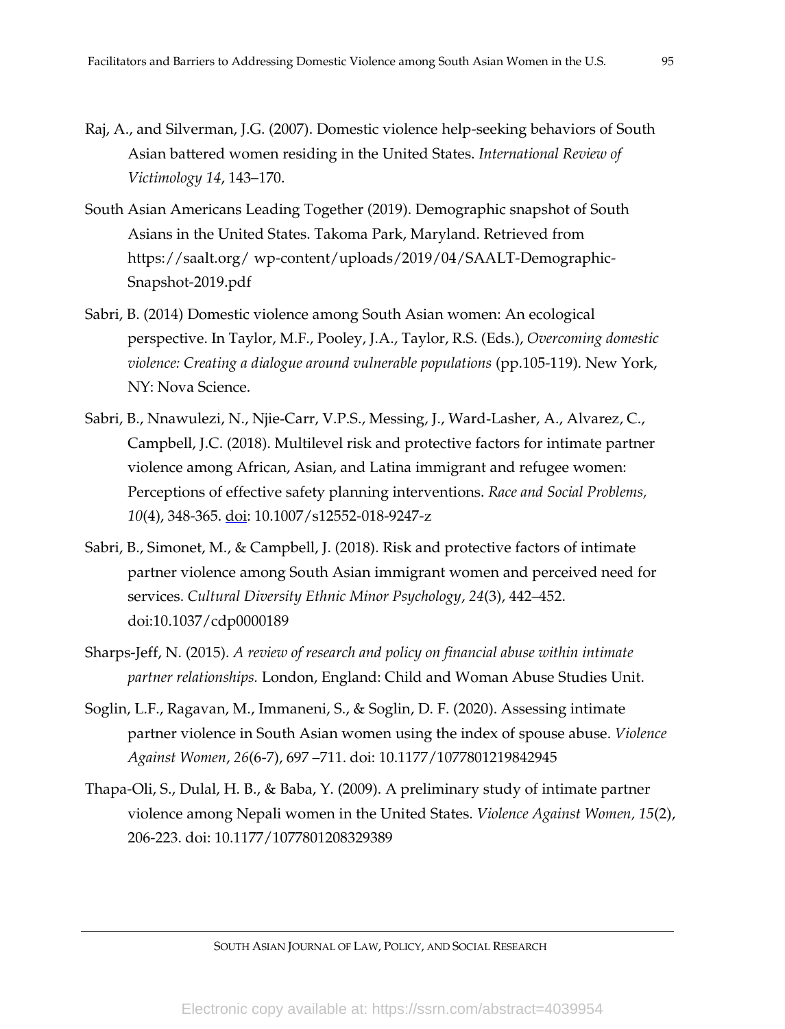Raj, A., and Silverman, J.G. (2007). Domestic violence help-seeking behaviors of South Asian battered women residing in the United States. *International Review of Victimology 14*, 143–170.

South Asian Americans Leading Together (2019). Demographic snapshot of South Asians in the United States. Takoma Park, Maryland. Retrieved from https://saalt.org/ wp-content/uploads/2019/04/SAALT-Demographic-Snapshot-2019.pdf

Sabri, B. (2014) Domestic violence among South Asian women: An ecological perspective. In Taylor, M.F., Pooley, J.A., Taylor, R.S. (Eds.), *Overcoming domestic violence: Creating a dialogue around vulnerable populations* (pp.105-119). New York, NY: Nova Science.

Sabri, B., Nnawulezi, N., Njie-Carr, V.P.S., Messing, J., Ward-Lasher, A., Alvarez, C., Campbell, J.C. (2018). Multilevel risk and protective factors for intimate partner violence among African, Asian, and Latina immigrant and refugee women: Perceptions of effective safety planning interventions. *Race and Social Problems, 10*(4), 348-365. doi: 10.1007/s12552-018-9247-z

Sabri, B., Simonet, M., & Campbell, J. (2018). Risk and protective factors of intimate partner violence among South Asian immigrant women and perceived need for services. *Cultural Diversity Ethnic Minor Psychology*, *24*(3), 442–452. doi:10.1037/cdp0000189

Sharps-Jeff, N. (2015). *A review of research and policy on financial abuse within intimate partner relationships.* London, England: Child and Woman Abuse Studies Unit.

Soglin, L.F., Ragavan, M., Immaneni, S., & Soglin, D. F. (2020). Assessing intimate partner violence in South Asian women using the index of spouse abuse. *Violence Against Women*, *26*(6-7), 697 –711. doi: 10.1177/1077801219842945

Thapa-Oli, S., Dulal, H. B., & Baba, Y. (2009). A preliminary study of intimate partner violence among Nepali women in the United States. *Violence Against Women, 15*(2), 206-223. doi: 10.1177/1077801208329389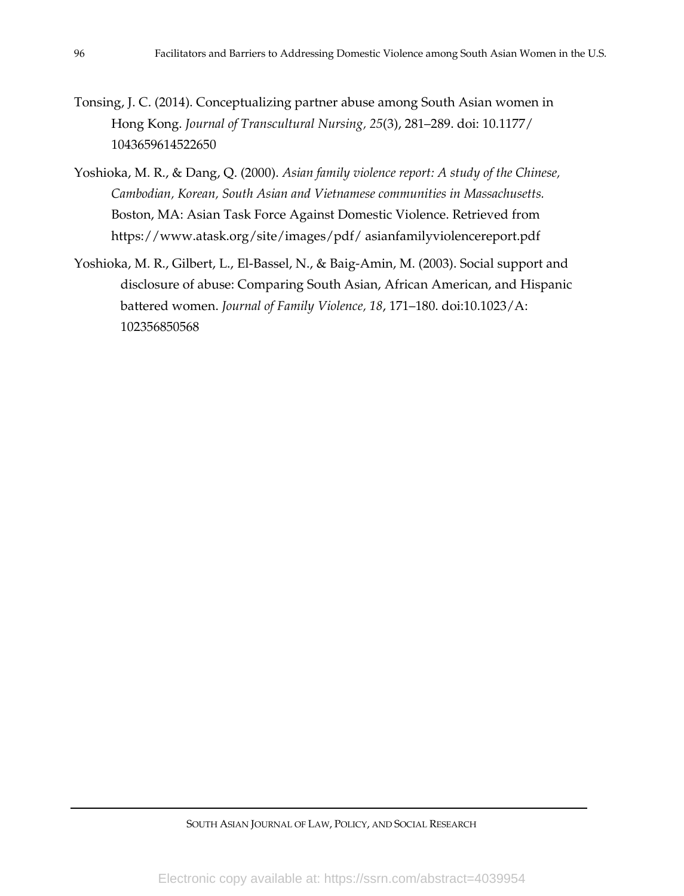Tonsing, J. C. (2014). Conceptualizing partner abuse among South Asian women in Hong Kong. *Journal of Transcultural Nursing, 25*(3), 281–289. doi: 10.1177/ 1043659614522650

Yoshioka, M. R., & Dang, Q. (2000). *Asian family violence report: A study of the Chinese, Cambodian, Korean, South Asian and Vietnamese communities in Massachusetts.* Boston, MA: Asian Task Force Against Domestic Violence. Retrieved from https://www.atask.org/site/images/pdf/ asianfamilyviolencereport.pdf

Yoshioka, M. R., Gilbert, L., El-Bassel, N., & Baig-Amin, M. (2003). Social support and disclosure of abuse: Comparing South Asian, African American, and Hispanic battered women. *Journal of Family Violence, 18*, 171–180. doi:10.1023/A: 102356850568